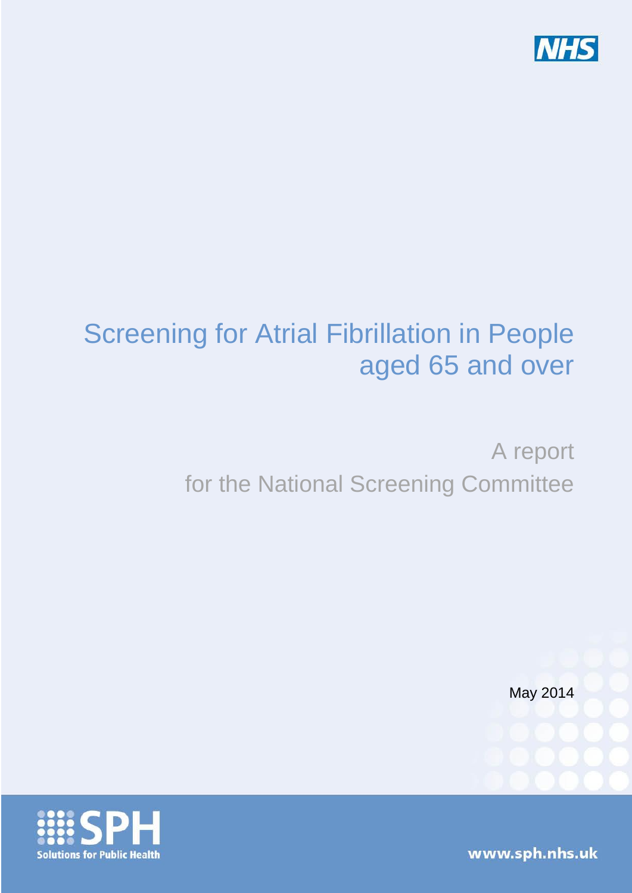NHS

# Screening for Atrial Fibrillation in People aged 65 and over

## A report for the National Screening Committee

May 2014

SPH Solutions for Public Health

www.sph.nhs.uk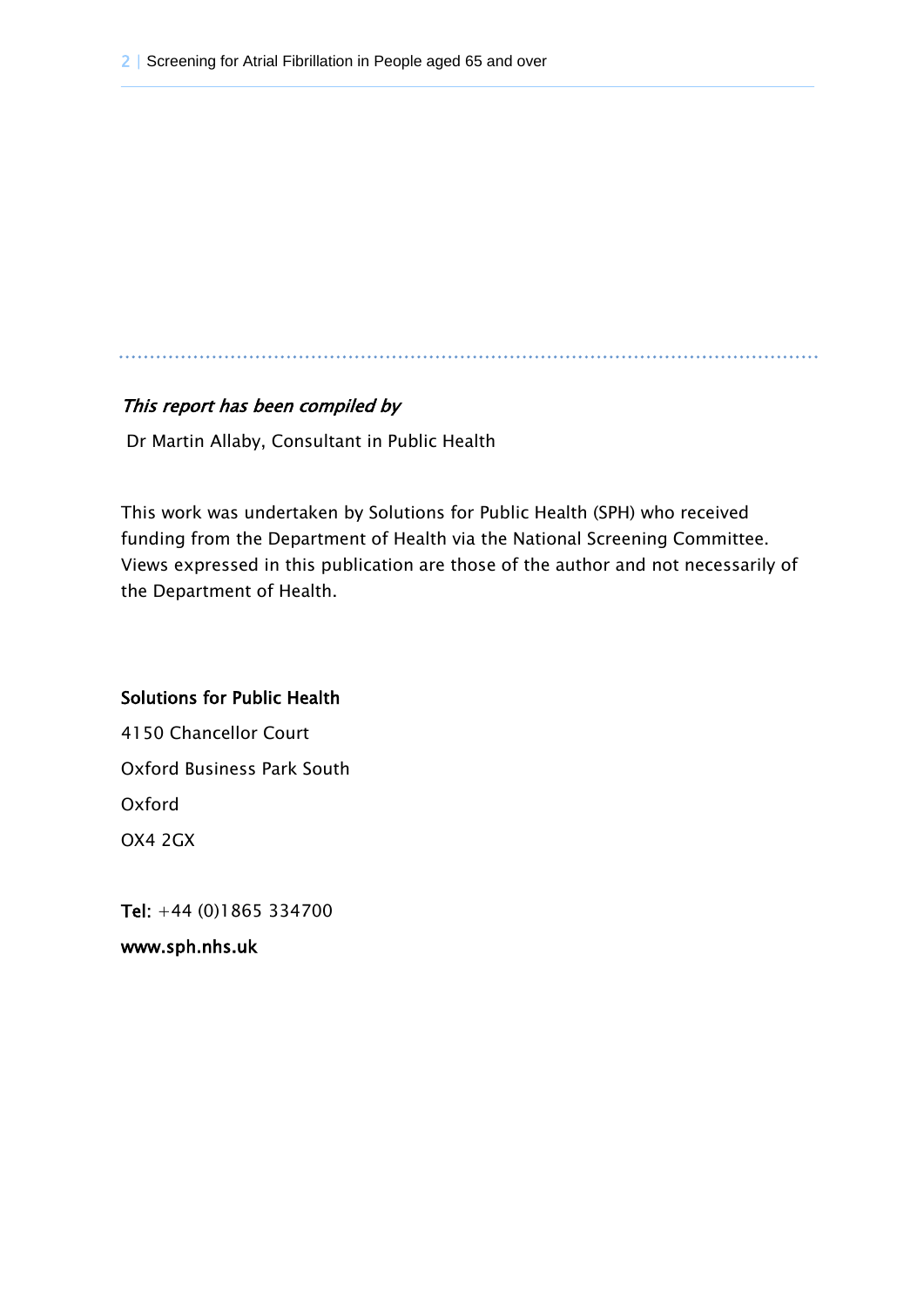*This report has been compiled by*

Dr Martin Allaby, Consultant in Public Health

This work was undertaken by Solutions for Public Health (SPH) who received funding from the Department of Health via the National Screening Committee. Views expressed in this publication are those of the author and not necessarily of the Department of Health.

**Solutions for Public Health**

4150 Chancellor Court

Oxford Business Park South

Oxford

OX4 2GX

**Tel:** +44 (0)1865 334700

**www.sph.nhs.uk**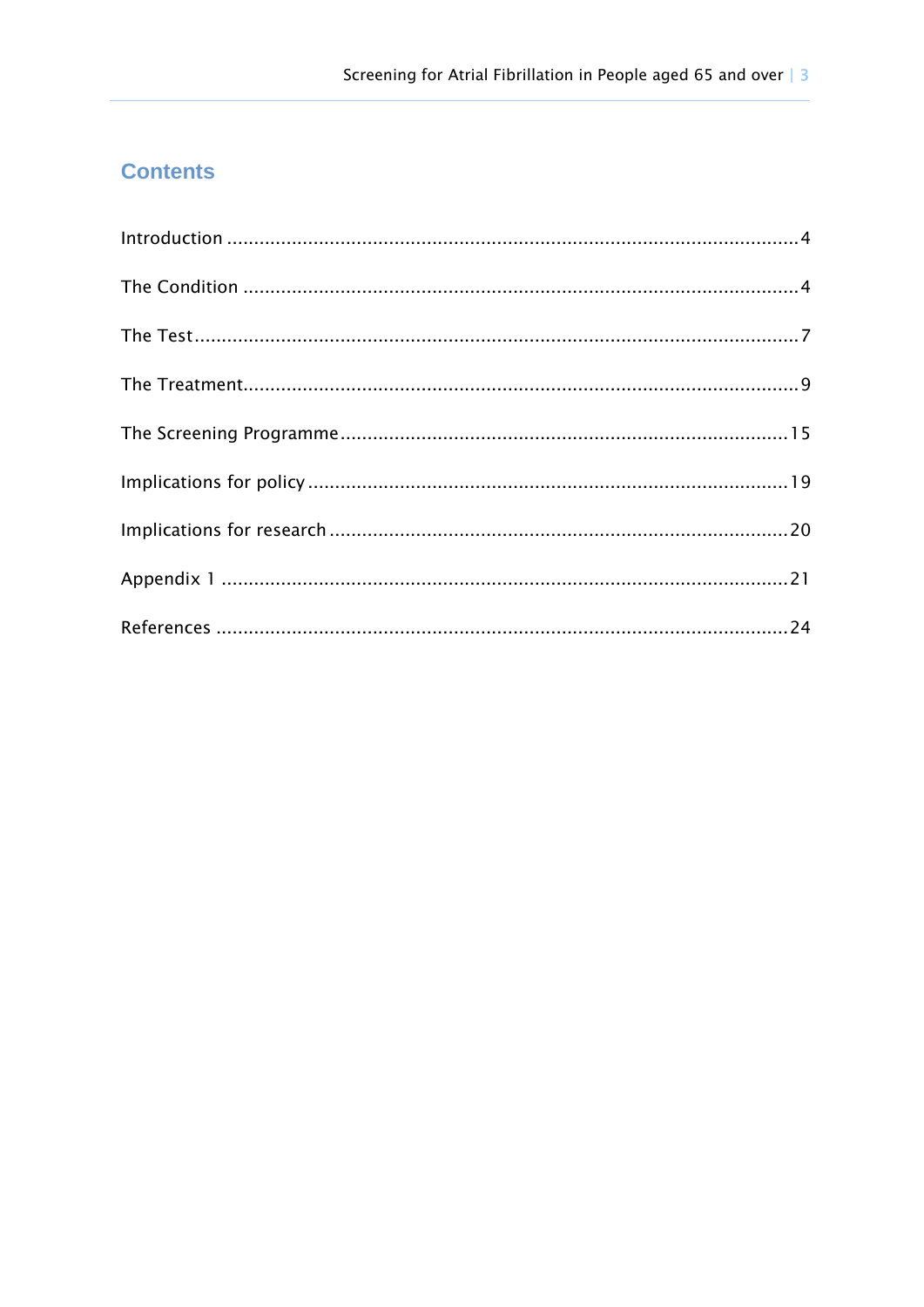## Contents

Introduction ........................................................................................................ 4

The Condition ..................................................................................................... 4

The Test ............................................................................................................... 7

The Treatment ..................................................................................................... 9

The Screening Programme ................................................................................ 15

Implications for policy ...................................................................................... 19

Implications for research .................................................................................. 20

Appendix 1 ........................................................................................................ 21

References ........................................................................................................ 24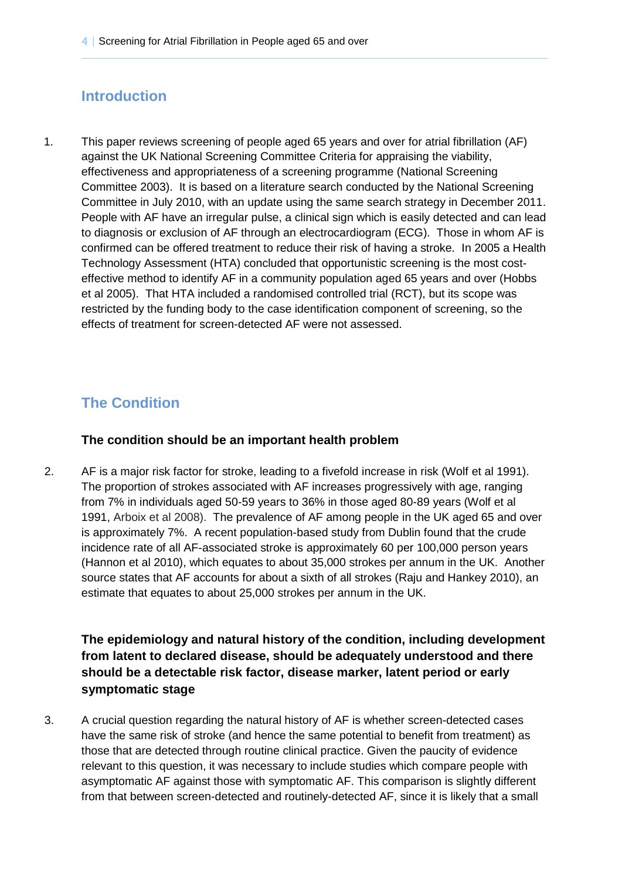## Introduction

1. This paper reviews screening of people aged 65 years and over for atrial fibrillation (AF) against the UK National Screening Committee Criteria for appraising the viability, effectiveness and appropriateness of a screening programme (National Screening Committee 2003). It is based on a literature search conducted by the National Screening Committee in July 2010, with an update using the same search strategy in December 2011. People with AF have an irregular pulse, a clinical sign which is easily detected and can lead to diagnosis or exclusion of AF through an electrocardiogram (ECG). Those in whom AF is confirmed can be offered treatment to reduce their risk of having a stroke. In 2005 a Health Technology Assessment (HTA) concluded that opportunistic screening is the most cost-effective method to identify AF in a community population aged 65 years and over (Hobbs et al 2005). That HTA included a randomised controlled trial (RCT), but its scope was restricted by the funding body to the case identification component of screening, so the effects of treatment for screen-detected AF were not assessed.

## The Condition

### The condition should be an important health problem

2. AF is a major risk factor for stroke, leading to a fivefold increase in risk (Wolf et al 1991). The proportion of strokes associated with AF increases progressively with age, ranging from 7% in individuals aged 50-59 years to 36% in those aged 80-89 years (Wolf et al 1991, Arboix et al 2008). The prevalence of AF among people in the UK aged 65 and over is approximately 7%. A recent population-based study from Dublin found that the crude incidence rate of all AF-associated stroke is approximately 60 per 100,000 person years (Hannon et al 2010), which equates to about 35,000 strokes per annum in the UK. Another source states that AF accounts for about a sixth of all strokes (Raju and Hankey 2010), an estimate that equates to about 25,000 strokes per annum in the UK.

### The epidemiology and natural history of the condition, including development from latent to declared disease, should be adequately understood and there should be a detectable risk factor, disease marker, latent period or early symptomatic stage

3. A crucial question regarding the natural history of AF is whether screen-detected cases have the same risk of stroke (and hence the same potential to benefit from treatment) as those that are detected through routine clinical practice. Given the paucity of evidence relevant to this question, it was necessary to include studies which compare people with asymptomatic AF against those with symptomatic AF. This comparison is slightly different from that between screen-detected and routinely-detected AF, since it is likely that a small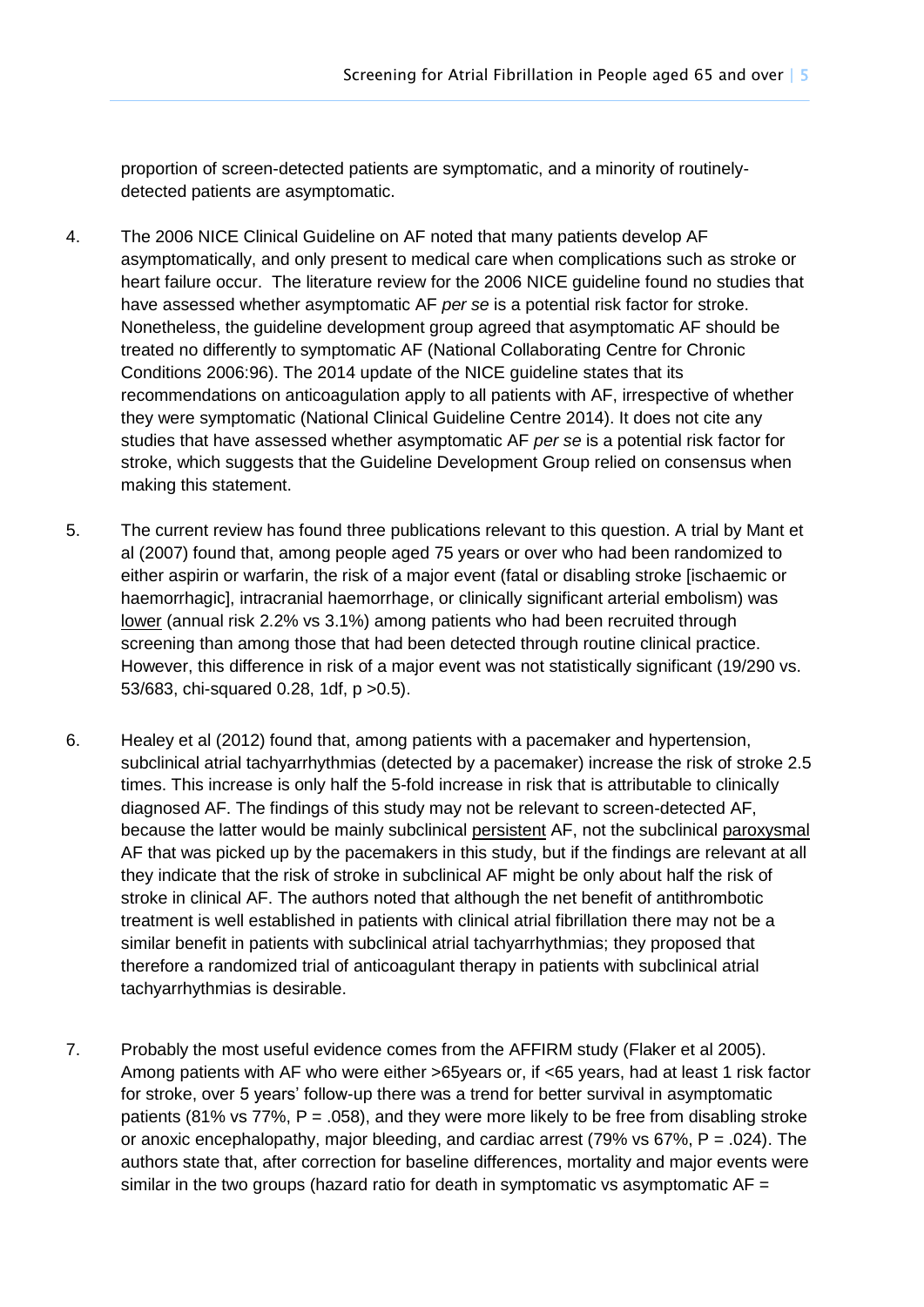proportion of screen-detected patients are symptomatic, and a minority of routinely-detected patients are asymptomatic.

4. The 2006 NICE Clinical Guideline on AF noted that many patients develop AF asymptomatically, and only present to medical care when complications such as stroke or heart failure occur. The literature review for the 2006 NICE guideline found no studies that have assessed whether asymptomatic AF *per se* is a potential risk factor for stroke. Nonetheless, the guideline development group agreed that asymptomatic AF should be treated no differently to symptomatic AF (National Collaborating Centre for Chronic Conditions 2006:96). The 2014 update of the NICE guideline states that its recommendations on anticoagulation apply to all patients with AF, irrespective of whether they were symptomatic (National Clinical Guideline Centre 2014). It does not cite any studies that have assessed whether asymptomatic AF *per se* is a potential risk factor for stroke, which suggests that the Guideline Development Group relied on consensus when making this statement.

5. The current review has found three publications relevant to this question. A trial by Mant et al (2007) found that, among people aged 75 years or over who had been randomized to either aspirin or warfarin, the risk of a major event (fatal or disabling stroke [ischaemic or haemorrhagic], intracranial haemorrhage, or clinically significant arterial embolism) was <u>lower</u> (annual risk 2.2% vs 3.1%) among patients who had been recruited through screening than among those that had been detected through routine clinical practice. However, this difference in risk of a major event was not statistically significant (19/290 vs. 53/683, chi-squared 0.28, 1df, $p > 0.5$).

6. Healey et al (2012) found that, among patients with a pacemaker and hypertension, subclinical atrial tachyarrhythmias (detected by a pacemaker) increase the risk of stroke 2.5 times. This increase is only half the 5-fold increase in risk that is attributable to clinically diagnosed AF. The findings of this study may not be relevant to screen-detected AF, because the latter would be mainly subclinical <u>persistent</u> AF, not the subclinical <u>paroxysmal</u> AF that was picked up by the pacemakers in this study, but if the findings are relevant at all they indicate that the risk of stroke in subclinical AF might be only about half the risk of stroke in clinical AF. The authors noted that although the net benefit of antithrombotic treatment is well established in patients with clinical atrial fibrillation there may not be a similar benefit in patients with subclinical atrial tachyarrhythmias; they proposed that therefore a randomized trial of anticoagulant therapy in patients with subclinical atrial tachyarrhythmias is desirable.

7. Probably the most useful evidence comes from the AFFIRM study (Flaker et al 2005). Among patients with AF who were either >65years or, if <65 years, had at least 1 risk factor for stroke, over 5 years' follow-up there was a trend for better survival in asymptomatic patients (81% vs 77%, $P = .058$), and they were more likely to be free from disabling stroke or anoxic encephalopathy, major bleeding, and cardiac arrest (79% vs 67%, $P = .024$). The authors state that, after correction for baseline differences, mortality and major events were similar in the two groups (hazard ratio for death in symptomatic vs asymptomatic AF =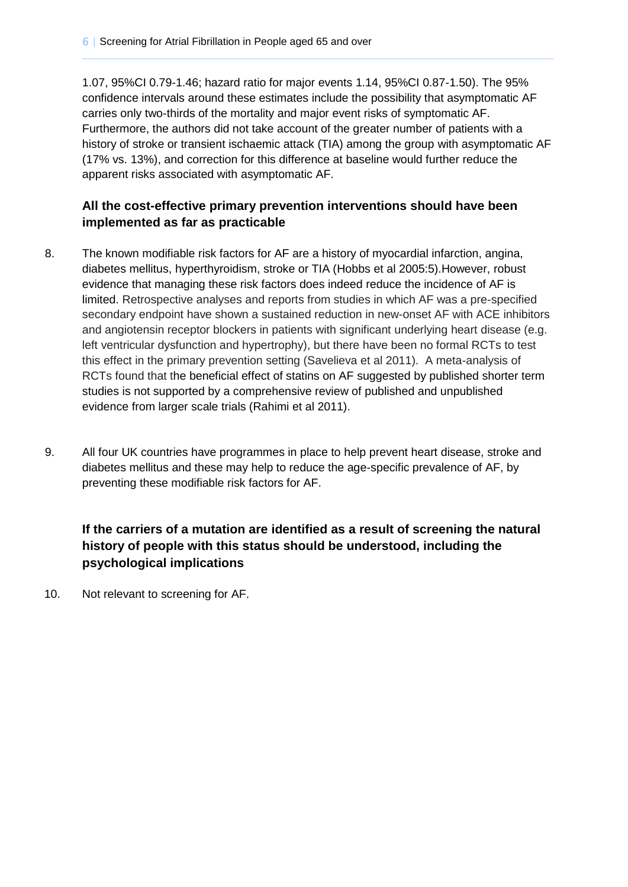1.07, 95%CI 0.79-1.46; hazard ratio for major events 1.14, 95%CI 0.87-1.50). The 95% confidence intervals around these estimates include the possibility that asymptomatic AF carries only two-thirds of the mortality and major event risks of symptomatic AF. Furthermore, the authors did not take account of the greater number of patients with a history of stroke or transient ischaemic attack (TIA) among the group with asymptomatic AF (17% vs. 13%), and correction for this difference at baseline would further reduce the apparent risks associated with asymptomatic AF.

### All the cost-effective primary prevention interventions should have been implemented as far as practicable

8. The known modifiable risk factors for AF are a history of myocardial infarction, angina, diabetes mellitus, hyperthyroidism, stroke or TIA (Hobbs et al 2005:5).However, robust evidence that managing these risk factors does indeed reduce the incidence of AF is limited. Retrospective analyses and reports from studies in which AF was a pre-specified secondary endpoint have shown a sustained reduction in new-onset AF with ACE inhibitors and angiotensin receptor blockers in patients with significant underlying heart disease (e.g. left ventricular dysfunction and hypertrophy), but there have been no formal RCTs to test this effect in the primary prevention setting (Savelieva et al 2011). A meta-analysis of RCTs found that the beneficial effect of statins on AF suggested by published shorter term studies is not supported by a comprehensive review of published and unpublished evidence from larger scale trials (Rahimi et al 2011).

9. All four UK countries have programmes in place to help prevent heart disease, stroke and diabetes mellitus and these may help to reduce the age-specific prevalence of AF, by preventing these modifiable risk factors for AF.

### If the carriers of a mutation are identified as a result of screening the natural history of people with this status should be understood, including the psychological implications

10. Not relevant to screening for AF.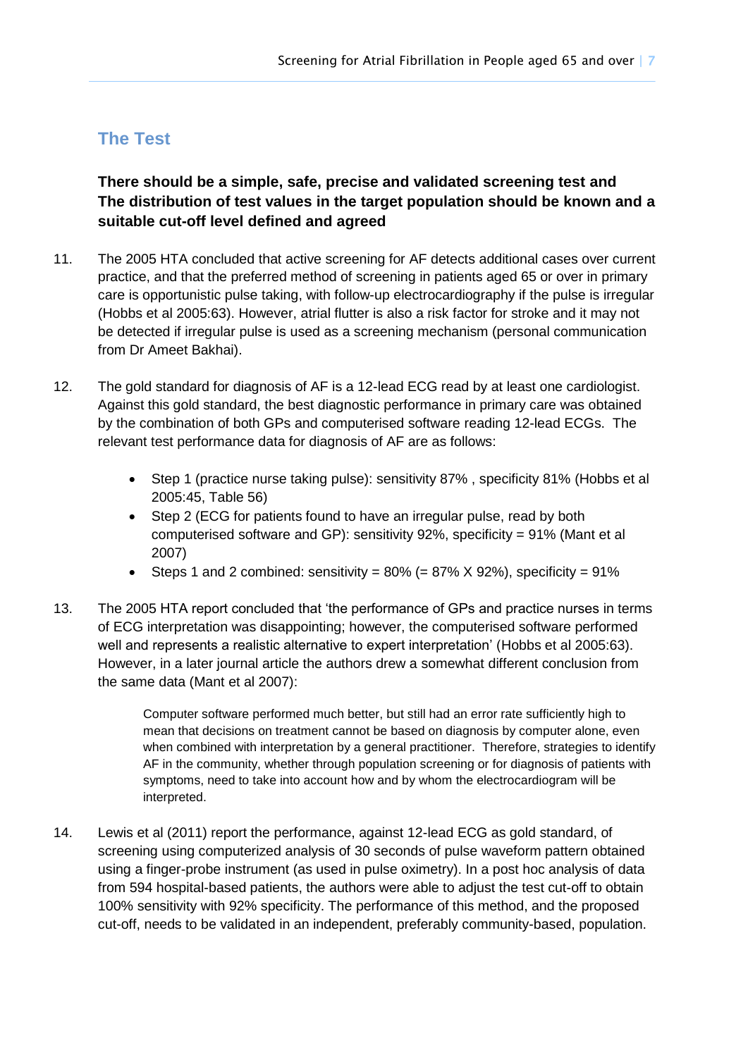## The Test

**There should be a simple, safe, precise and validated screening test and The distribution of test values in the target population should be known and a suitable cut-off level defined and agreed**

11. The 2005 HTA concluded that active screening for AF detects additional cases over current practice, and that the preferred method of screening in patients aged 65 or over in primary care is opportunistic pulse taking, with follow-up electrocardiography if the pulse is irregular (Hobbs et al 2005:63). However, atrial flutter is also a risk factor for stroke and it may not be detected if irregular pulse is used as a screening mechanism (personal communication from Dr Ameet Bakhai).

12. The gold standard for diagnosis of AF is a 12-lead ECG read by at least one cardiologist. Against this gold standard, the best diagnostic performance in primary care was obtained by the combination of both GPs and computerised software reading 12-lead ECGs. The relevant test performance data for diagnosis of AF are as follows:

    - Step 1 (practice nurse taking pulse): sensitivity 87% , specificity 81% (Hobbs et al 2005:45, Table 56)
    - Step 2 (ECG for patients found to have an irregular pulse, read by both computerised software and GP): sensitivity 92%, specificity = 91% (Mant et al 2007)
    - Steps 1 and 2 combined: sensitivity = 80% (= 87% X 92%), specificity = 91%

13. The 2005 HTA report concluded that 'the performance of GPs and practice nurses in terms of ECG interpretation was disappointing; however, the computerised software performed well and represents a realistic alternative to expert interpretation' (Hobbs et al 2005:63). However, in a later journal article the authors drew a somewhat different conclusion from the same data (Mant et al 2007):

    > Computer software performed much better, but still had an error rate sufficiently high to mean that decisions on treatment cannot be based on diagnosis by computer alone, even when combined with interpretation by a general practitioner. Therefore, strategies to identify AF in the community, whether through population screening or for diagnosis of patients with symptoms, need to take into account how and by whom the electrocardiogram will be interpreted.

14. Lewis et al (2011) report the performance, against 12-lead ECG as gold standard, of screening using computerized analysis of 30 seconds of pulse waveform pattern obtained using a finger-probe instrument (as used in pulse oximetry). In a post hoc analysis of data from 594 hospital-based patients, the authors were able to adjust the test cut-off to obtain 100% sensitivity with 92% specificity. The performance of this method, and the proposed cut-off, needs to be validated in an independent, preferably community-based, population.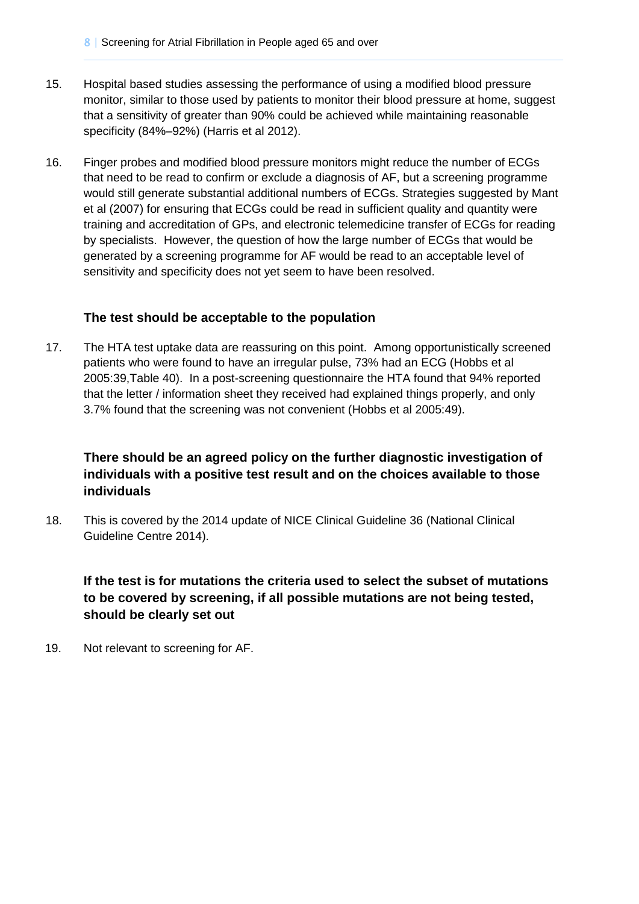15. Hospital based studies assessing the performance of using a modified blood pressure monitor, similar to those used by patients to monitor their blood pressure at home, suggest that a sensitivity of greater than 90% could be achieved while maintaining reasonable specificity (84%–92%) (Harris et al 2012).

16. Finger probes and modified blood pressure monitors might reduce the number of ECGs that need to be read to confirm or exclude a diagnosis of AF, but a screening programme would still generate substantial additional numbers of ECGs. Strategies suggested by Mant et al (2007) for ensuring that ECGs could be read in sufficient quality and quantity were training and accreditation of GPs, and electronic telemedicine transfer of ECGs for reading by specialists. However, the question of how the large number of ECGs that would be generated by a screening programme for AF would be read to an acceptable level of sensitivity and specificity does not yet seem to have been resolved.

### The test should be acceptable to the population

17. The HTA test uptake data are reassuring on this point. Among opportunistically screened patients who were found to have an irregular pulse, 73% had an ECG (Hobbs et al 2005:39,Table 40). In a post-screening questionnaire the HTA found that 94% reported that the letter / information sheet they received had explained things properly, and only 3.7% found that the screening was not convenient (Hobbs et al 2005:49).

### There should be an agreed policy on the further diagnostic investigation of individuals with a positive test result and on the choices available to those individuals

18. This is covered by the 2014 update of NICE Clinical Guideline 36 (National Clinical Guideline Centre 2014).

### If the test is for mutations the criteria used to select the subset of mutations to be covered by screening, if all possible mutations are not being tested, should be clearly set out

19. Not relevant to screening for AF.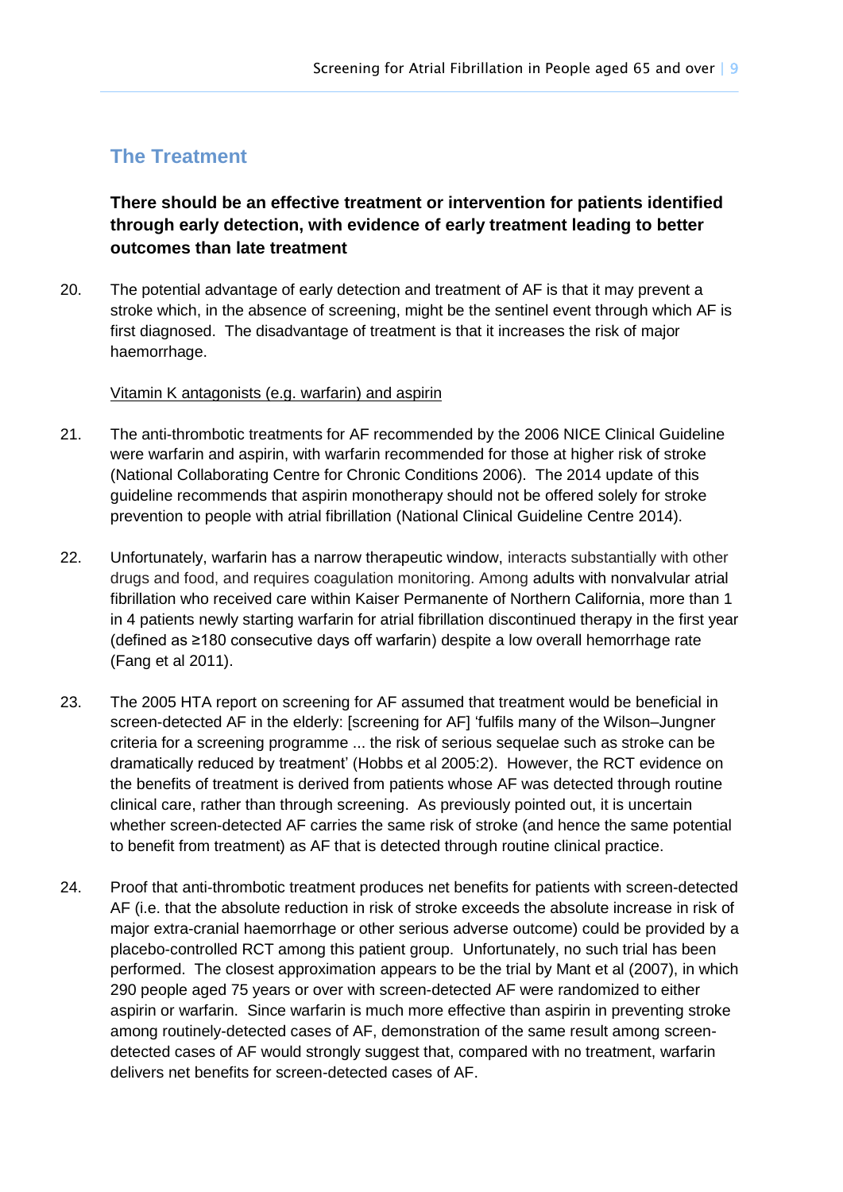## The Treatment

**There should be an effective treatment or intervention for patients identified through early detection, with evidence of early treatment leading to better outcomes than late treatment**

20. The potential advantage of early detection and treatment of AF is that it may prevent a stroke which, in the absence of screening, might be the sentinel event through which AF is first diagnosed. The disadvantage of treatment is that it increases the risk of major haemorrhage.

Vitamin K antagonists (e.g. warfarin) and aspirin

21. The anti-thrombotic treatments for AF recommended by the 2006 NICE Clinical Guideline were warfarin and aspirin, with warfarin recommended for those at higher risk of stroke (National Collaborating Centre for Chronic Conditions 2006). The 2014 update of this guideline recommends that aspirin monotherapy should not be offered solely for stroke prevention to people with atrial fibrillation (National Clinical Guideline Centre 2014).

22. Unfortunately, warfarin has a narrow therapeutic window, interacts substantially with other drugs and food, and requires coagulation monitoring. Among adults with nonvalvular atrial fibrillation who received care within Kaiser Permanente of Northern California, more than 1 in 4 patients newly starting warfarin for atrial fibrillation discontinued therapy in the first year (defined as ≥180 consecutive days off warfarin) despite a low overall hemorrhage rate (Fang et al 2011).

23. The 2005 HTA report on screening for AF assumed that treatment would be beneficial in screen-detected AF in the elderly: [screening for AF] 'fulfils many of the Wilson–Jungner criteria for a screening programme ... the risk of serious sequelae such as stroke can be dramatically reduced by treatment' (Hobbs et al 2005:2). However, the RCT evidence on the benefits of treatment is derived from patients whose AF was detected through routine clinical care, rather than through screening. As previously pointed out, it is uncertain whether screen-detected AF carries the same risk of stroke (and hence the same potential to benefit from treatment) as AF that is detected through routine clinical practice.

24. Proof that anti-thrombotic treatment produces net benefits for patients with screen-detected AF (i.e. that the absolute reduction in risk of stroke exceeds the absolute increase in risk of major extra-cranial haemorrhage or other serious adverse outcome) could be provided by a placebo-controlled RCT among this patient group. Unfortunately, no such trial has been performed. The closest approximation appears to be the trial by Mant et al (2007), in which 290 people aged 75 years or over with screen-detected AF were randomized to either aspirin or warfarin. Since warfarin is much more effective than aspirin in preventing stroke among routinely-detected cases of AF, demonstration of the same result among screen-detected cases of AF would strongly suggest that, compared with no treatment, warfarin delivers net benefits for screen-detected cases of AF.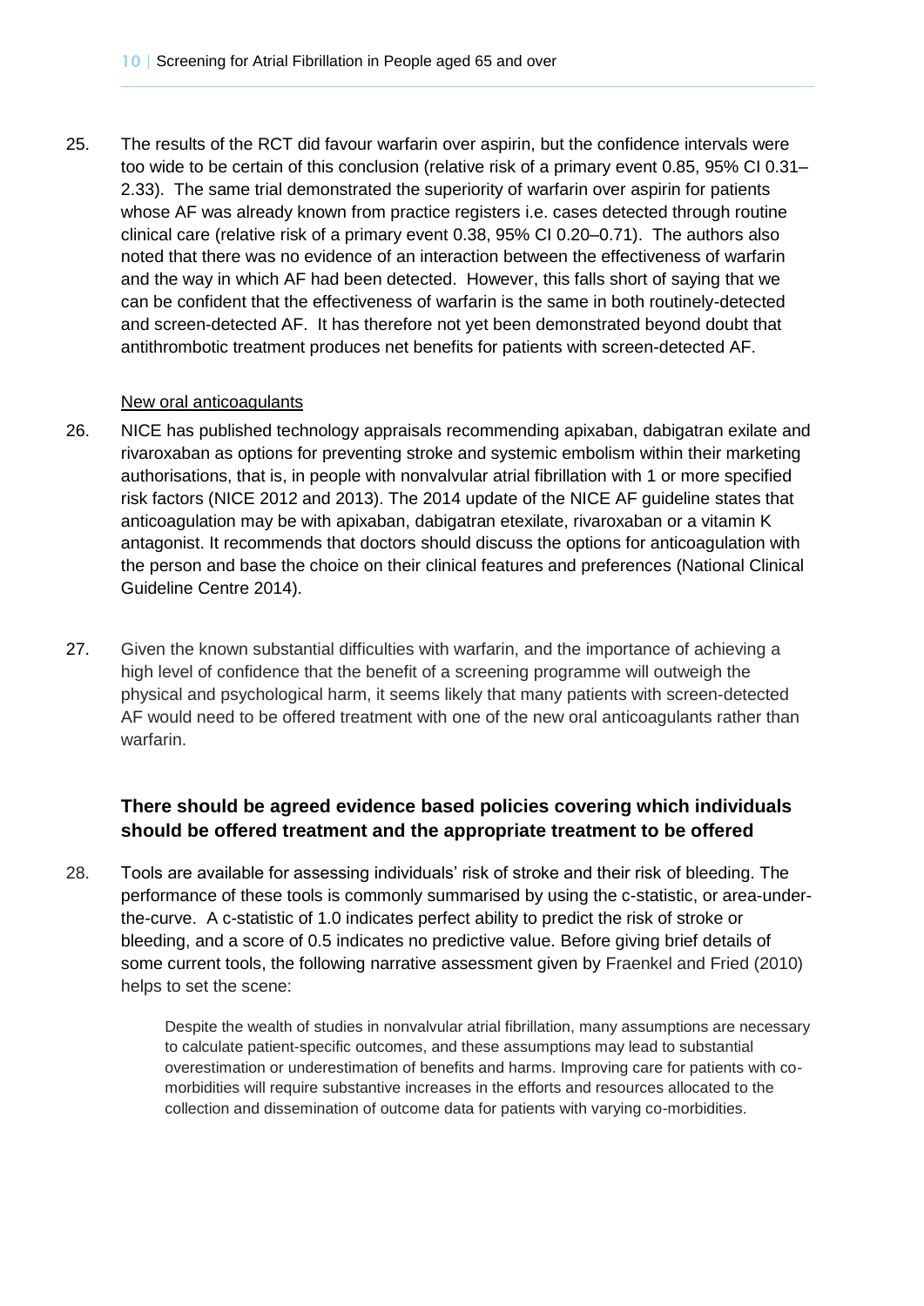25. The results of the RCT did favour warfarin over aspirin, but the confidence intervals were too wide to be certain of this conclusion (relative risk of a primary event 0.85, 95% CI 0.31–2.33). The same trial demonstrated the superiority of warfarin over aspirin for patients whose AF was already known from practice registers i.e. cases detected through routine clinical care (relative risk of a primary event 0.38, 95% CI 0.20–0.71). The authors also noted that there was no evidence of an interaction between the effectiveness of warfarin and the way in which AF had been detected. However, this falls short of saying that we can be confident that the effectiveness of warfarin is the same in both routinely-detected and screen-detected AF. It has therefore not yet been demonstrated beyond doubt that antithrombotic treatment produces net benefits for patients with screen-detected AF.

New oral anticoagulants

26. NICE has published technology appraisals recommending apixaban, dabigatran exilate and rivaroxaban as options for preventing stroke and systemic embolism within their marketing authorisations, that is, in people with nonvalvular atrial fibrillation with 1 or more specified risk factors (NICE 2012 and 2013). The 2014 update of the NICE AF guideline states that anticoagulation may be with apixaban, dabigatran etexilate, rivaroxaban or a vitamin K antagonist. It recommends that doctors should discuss the options for anticoagulation with the person and base the choice on their clinical features and preferences (National Clinical Guideline Centre 2014).

27. Given the known substantial difficulties with warfarin, and the importance of achieving a high level of confidence that the benefit of a screening programme will outweigh the physical and psychological harm, it seems likely that many patients with screen-detected AF would need to be offered treatment with one of the new oral anticoagulants rather than warfarin.

### There should be agreed evidence based policies covering which individuals should be offered treatment and the appropriate treatment to be offered

28. Tools are available for assessing individuals' risk of stroke and their risk of bleeding. The performance of these tools is commonly summarised by using the c-statistic, or area-under-the-curve. A c-statistic of 1.0 indicates perfect ability to predict the risk of stroke or bleeding, and a score of 0.5 indicates no predictive value. Before giving brief details of some current tools, the following narrative assessment given by Fraenkel and Fried (2010) helps to set the scene:

> Despite the wealth of studies in nonvalvular atrial fibrillation, many assumptions are necessary to calculate patient-specific outcomes, and these assumptions may lead to substantial overestimation or underestimation of benefits and harms. Improving care for patients with co-morbidities will require substantive increases in the efforts and resources allocated to the collection and dissemination of outcome data for patients with varying co-morbidities.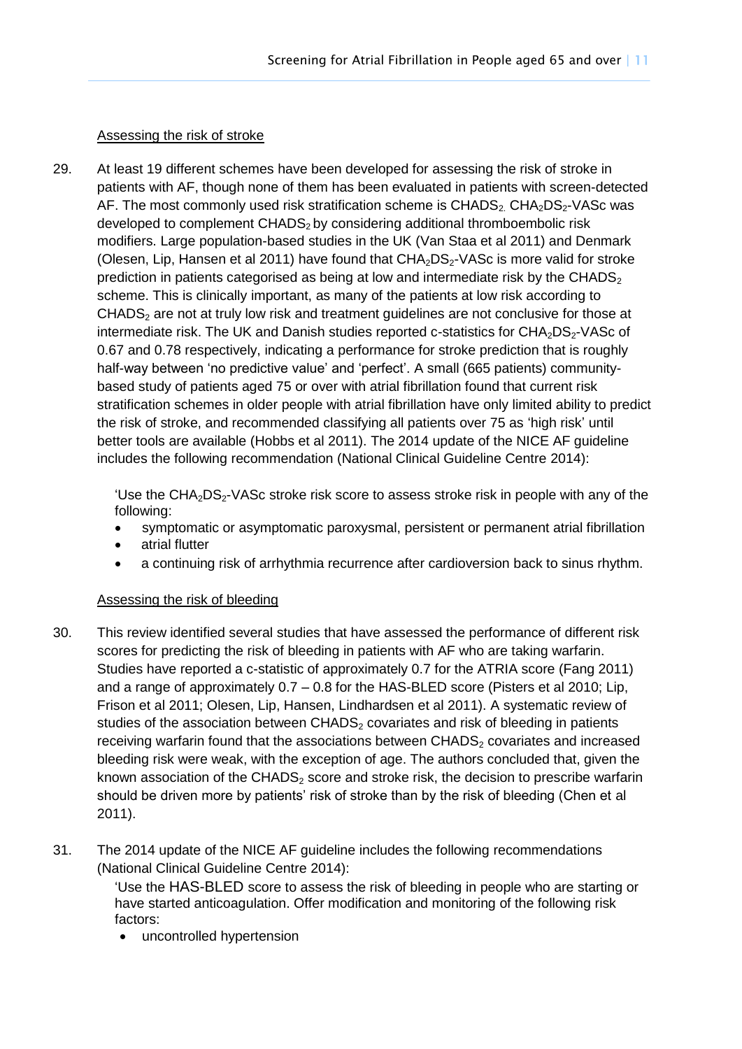Assessing the risk of stroke

29. At least 19 different schemes have been developed for assessing the risk of stroke in patients with AF, though none of them has been evaluated in patients with screen-detected AF. The most commonly used risk stratification scheme is $CHADS_2$. $CHA_2DS_2$-VASc was developed to complement $CHADS_2$ by considering additional thromboembolic risk modifiers. Large population-based studies in the UK (Van Staa et al 2011) and Denmark (Olesen, Lip, Hansen et al 2011) have found that $CHA_2DS_2$-VASc is more valid for stroke prediction in patients categorised as being at low and intermediate risk by the $CHADS_2$ scheme. This is clinically important, as many of the patients at low risk according to $CHADS_2$ are not at truly low risk and treatment guidelines are not conclusive for those at intermediate risk. The UK and Danish studies reported c-statistics for $CHA_2DS_2$-VASc of 0.67 and 0.78 respectively, indicating a performance for stroke prediction that is roughly half-way between 'no predictive value' and 'perfect'. A small (665 patients) community-based study of patients aged 75 or over with atrial fibrillation found that current risk stratification schemes in older people with atrial fibrillation have only limited ability to predict the risk of stroke, and recommended classifying all patients over 75 as 'high risk' until better tools are available (Hobbs et al 2011). The 2014 update of the NICE AF guideline includes the following recommendation (National Clinical Guideline Centre 2014):

    'Use the $CHA_2DS_2$-VASc stroke risk score to assess stroke risk in people with any of the following:

    - symptomatic or asymptomatic paroxysmal, persistent or permanent atrial fibrillation
    - atrial flutter
    - a continuing risk of arrhythmia recurrence after cardioversion back to sinus rhythm.

Assessing the risk of bleeding

30. This review identified several studies that have assessed the performance of different risk scores for predicting the risk of bleeding in patients with AF who are taking warfarin. Studies have reported a c-statistic of approximately 0.7 for the ATRIA score (Fang 2011) and a range of approximately 0.7 – 0.8 for the HAS-BLED score (Pisters et al 2010; Lip, Frison et al 2011; Olesen, Lip, Hansen, Lindhardsen et al 2011). A systematic review of studies of the association between $CHADS_2$ covariates and risk of bleeding in patients receiving warfarin found that the associations between $CHADS_2$ covariates and increased bleeding risk were weak, with the exception of age. The authors concluded that, given the known association of the $CHADS_2$ score and stroke risk, the decision to prescribe warfarin should be driven more by patients' risk of stroke than by the risk of bleeding (Chen et al 2011).

31. The 2014 update of the NICE AF guideline includes the following recommendations (National Clinical Guideline Centre 2014):

    'Use the HAS-BLED score to assess the risk of bleeding in people who are starting or have started anticoagulation. Offer modification and monitoring of the following risk factors:

    - uncontrolled hypertension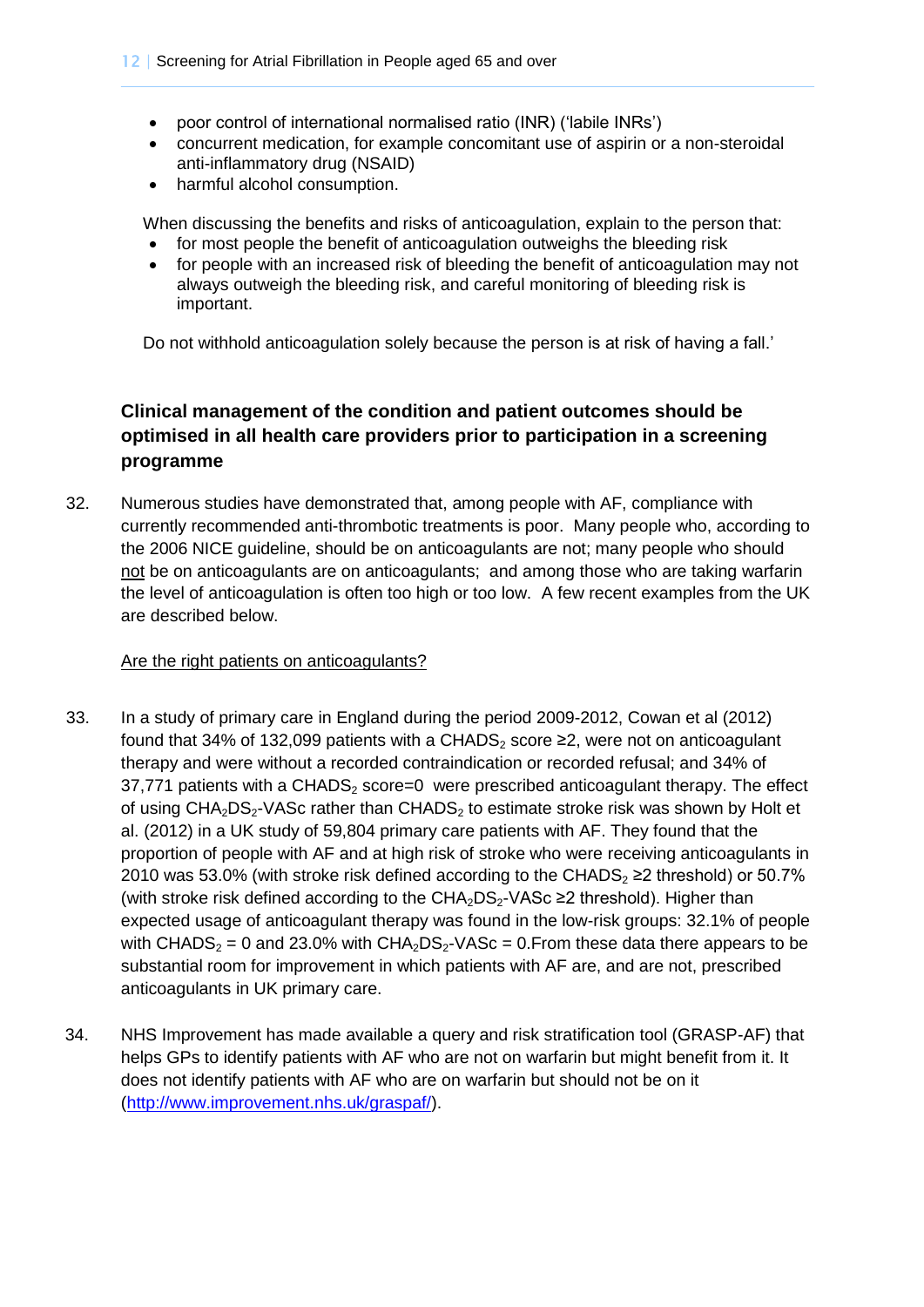- poor control of international normalised ratio (INR) ('labile INRs')
- concurrent medication, for example concomitant use of aspirin or a non-steroidal anti-inflammatory drug (NSAID)
- harmful alcohol consumption.

When discussing the benefits and risks of anticoagulation, explain to the person that:

- for most people the benefit of anticoagulation outweighs the bleeding risk
- for people with an increased risk of bleeding the benefit of anticoagulation may not always outweigh the bleeding risk, and careful monitoring of bleeding risk is important.

Do not withhold anticoagulation solely because the person is at risk of having a fall.'

### Clinical management of the condition and patient outcomes should be optimised in all health care providers prior to participation in a screening programme

32. Numerous studies have demonstrated that, among people with AF, compliance with currently recommended anti-thrombotic treatments is poor. Many people who, according to the 2006 NICE guideline, should be on anticoagulants are not; many people who should not be on anticoagulants are on anticoagulants; and among those who are taking warfarin the level of anticoagulation is often too high or too low. A few recent examples from the UK are described below.

Are the right patients on anticoagulants?

33. In a study of primary care in England during the period 2009-2012, Cowan et al (2012) found that 34% of 132,099 patients with a $CHADS_2$ score ≥2, were not on anticoagulant therapy and were without a recorded contraindication or recorded refusal; and 34% of 37,771 patients with a $CHADS_2$ score=0 were prescribed anticoagulant therapy. The effect of using $CHA_2DS_2$-VASc rather than $CHADS_2$ to estimate stroke risk was shown by Holt et al. (2012) in a UK study of 59,804 primary care patients with AF. They found that the proportion of people with AF and at high risk of stroke who were receiving anticoagulants in 2010 was 53.0% (with stroke risk defined according to the $CHADS_2$ ≥2 threshold) or 50.7% (with stroke risk defined according to the $CHA_2DS_2$-VASc ≥2 threshold). Higher than expected usage of anticoagulant therapy was found in the low-risk groups: 32.1% of people with $CHADS_2$ = 0 and 23.0% with $CHA_2DS_2$-VASc = 0.From these data there appears to be substantial room for improvement in which patients with AF are, and are not, prescribed anticoagulants in UK primary care.

34. NHS Improvement has made available a query and risk stratification tool (GRASP-AF) that helps GPs to identify patients with AF who are not on warfarin but might benefit from it. It does not identify patients with AF who are on warfarin but should not be on it (http://www.improvement.nhs.uk/graspaf/).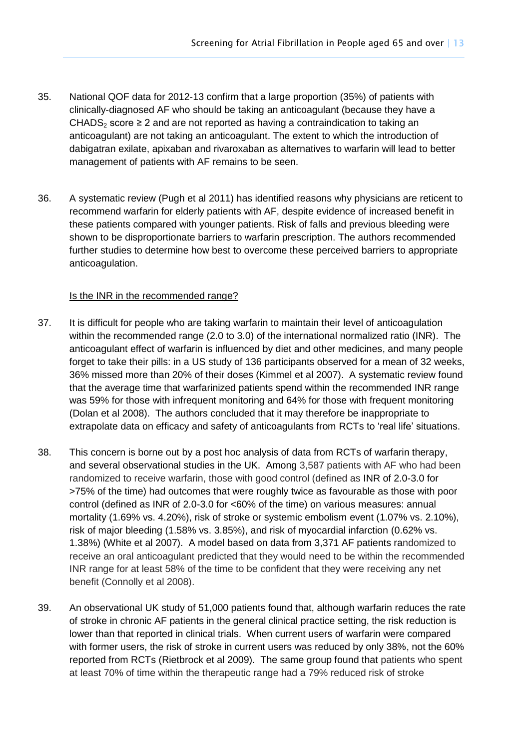35. National QOF data for 2012-13 confirm that a large proportion (35%) of patients with clinically-diagnosed AF who should be taking an anticoagulant (because they have a $CHADS_2$ score ≥ 2 and are not reported as having a contraindication to taking an anticoagulant) are not taking an anticoagulant. The extent to which the introduction of dabigatran exilate, apixaban and rivaroxaban as alternatives to warfarin will lead to better management of patients with AF remains to be seen.

36. A systematic review (Pugh et al 2011) has identified reasons why physicians are reticent to recommend warfarin for elderly patients with AF, despite evidence of increased benefit in these patients compared with younger patients. Risk of falls and previous bleeding were shown to be disproportionate barriers to warfarin prescription. The authors recommended further studies to determine how best to overcome these perceived barriers to appropriate anticoagulation.

<u>Is the INR in the recommended range?</u>

37. It is difficult for people who are taking warfarin to maintain their level of anticoagulation within the recommended range (2.0 to 3.0) of the international normalized ratio (INR). The anticoagulant effect of warfarin is influenced by diet and other medicines, and many people forget to take their pills: in a US study of 136 participants observed for a mean of 32 weeks, 36% missed more than 20% of their doses (Kimmel et al 2007). A systematic review found that the average time that warfarinized patients spend within the recommended INR range was 59% for those with infrequent monitoring and 64% for those with frequent monitoring (Dolan et al 2008). The authors concluded that it may therefore be inappropriate to extrapolate data on efficacy and safety of anticoagulants from RCTs to 'real life' situations.

38. This concern is borne out by a post hoc analysis of data from RCTs of warfarin therapy, and several observational studies in the UK. Among 3,587 patients with AF who had been randomized to receive warfarin, those with good control (defined as INR of 2.0-3.0 for >75% of the time) had outcomes that were roughly twice as favourable as those with poor control (defined as INR of 2.0-3.0 for <60% of the time) on various measures: annual mortality (1.69% vs. 4.20%), risk of stroke or systemic embolism event (1.07% vs. 2.10%), risk of major bleeding (1.58% vs. 3.85%), and risk of myocardial infarction (0.62% vs. 1.38%) (White et al 2007). A model based on data from 3,371 AF patients randomized to receive an oral anticoagulant predicted that they would need to be within the recommended INR range for at least 58% of the time to be confident that they were receiving any net benefit (Connolly et al 2008).

39. An observational UK study of 51,000 patients found that, although warfarin reduces the rate of stroke in chronic AF patients in the general clinical practice setting, the risk reduction is lower than that reported in clinical trials. When current users of warfarin were compared with former users, the risk of stroke in current users was reduced by only 38%, not the 60% reported from RCTs (Rietbrock et al 2009). The same group found that patients who spent at least 70% of time within the therapeutic range had a 79% reduced risk of stroke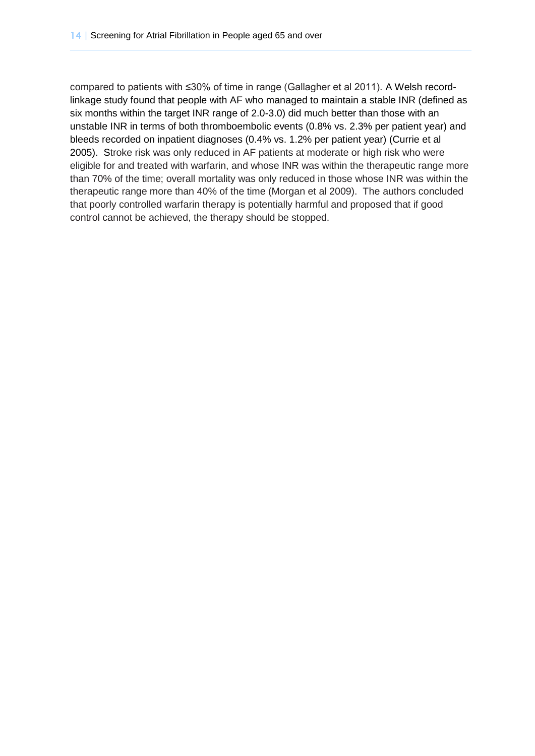compared to patients with ≤30% of time in range (Gallagher et al 2011). A Welsh record-linkage study found that people with AF who managed to maintain a stable INR (defined as six months within the target INR range of 2.0-3.0) did much better than those with an unstable INR in terms of both thromboembolic events (0.8% vs. 2.3% per patient year) and bleeds recorded on inpatient diagnoses (0.4% vs. 1.2% per patient year) (Currie et al 2005). Stroke risk was only reduced in AF patients at moderate or high risk who were eligible for and treated with warfarin, and whose INR was within the therapeutic range more than 70% of the time; overall mortality was only reduced in those whose INR was within the therapeutic range more than 40% of the time (Morgan et al 2009). The authors concluded that poorly controlled warfarin therapy is potentially harmful and proposed that if good control cannot be achieved, the therapy should be stopped.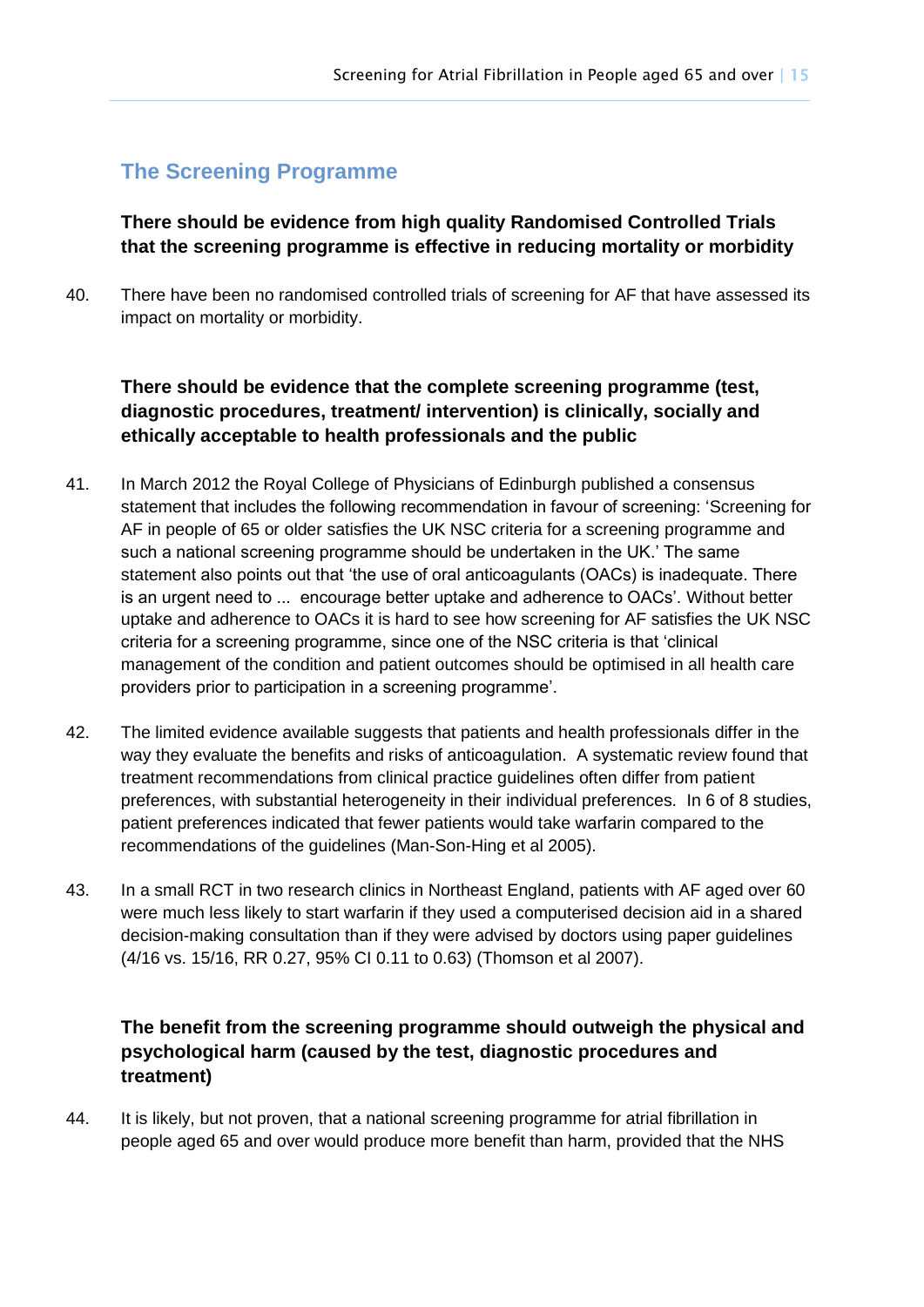## The Screening Programme

**There should be evidence from high quality Randomised Controlled Trials that the screening programme is effective in reducing mortality or morbidity**

40. There have been no randomised controlled trials of screening for AF that have assessed its impact on mortality or morbidity.

**There should be evidence that the complete screening programme (test, diagnostic procedures, treatment/ intervention) is clinically, socially and ethically acceptable to health professionals and the public**

41. In March 2012 the Royal College of Physicians of Edinburgh published a consensus statement that includes the following recommendation in favour of screening: 'Screening for AF in people of 65 or older satisfies the UK NSC criteria for a screening programme and such a national screening programme should be undertaken in the UK.' The same statement also points out that 'the use of oral anticoagulants (OACs) is inadequate. There is an urgent need to ... encourage better uptake and adherence to OACs'. Without better uptake and adherence to OACs it is hard to see how screening for AF satisfies the UK NSC criteria for a screening programme, since one of the NSC criteria is that 'clinical management of the condition and patient outcomes should be optimised in all health care providers prior to participation in a screening programme'.

42. The limited evidence available suggests that patients and health professionals differ in the way they evaluate the benefits and risks of anticoagulation. A systematic review found that treatment recommendations from clinical practice guidelines often differ from patient preferences, with substantial heterogeneity in their individual preferences. In 6 of 8 studies, patient preferences indicated that fewer patients would take warfarin compared to the recommendations of the guidelines (Man-Son-Hing et al 2005).

43. In a small RCT in two research clinics in Northeast England, patients with AF aged over 60 were much less likely to start warfarin if they used a computerised decision aid in a shared decision-making consultation than if they were advised by doctors using paper guidelines (4/16 vs. 15/16, RR 0.27, 95% CI 0.11 to 0.63) (Thomson et al 2007).

**The benefit from the screening programme should outweigh the physical and psychological harm (caused by the test, diagnostic procedures and treatment)**

44. It is likely, but not proven, that a national screening programme for atrial fibrillation in people aged 65 and over would produce more benefit than harm, provided that the NHS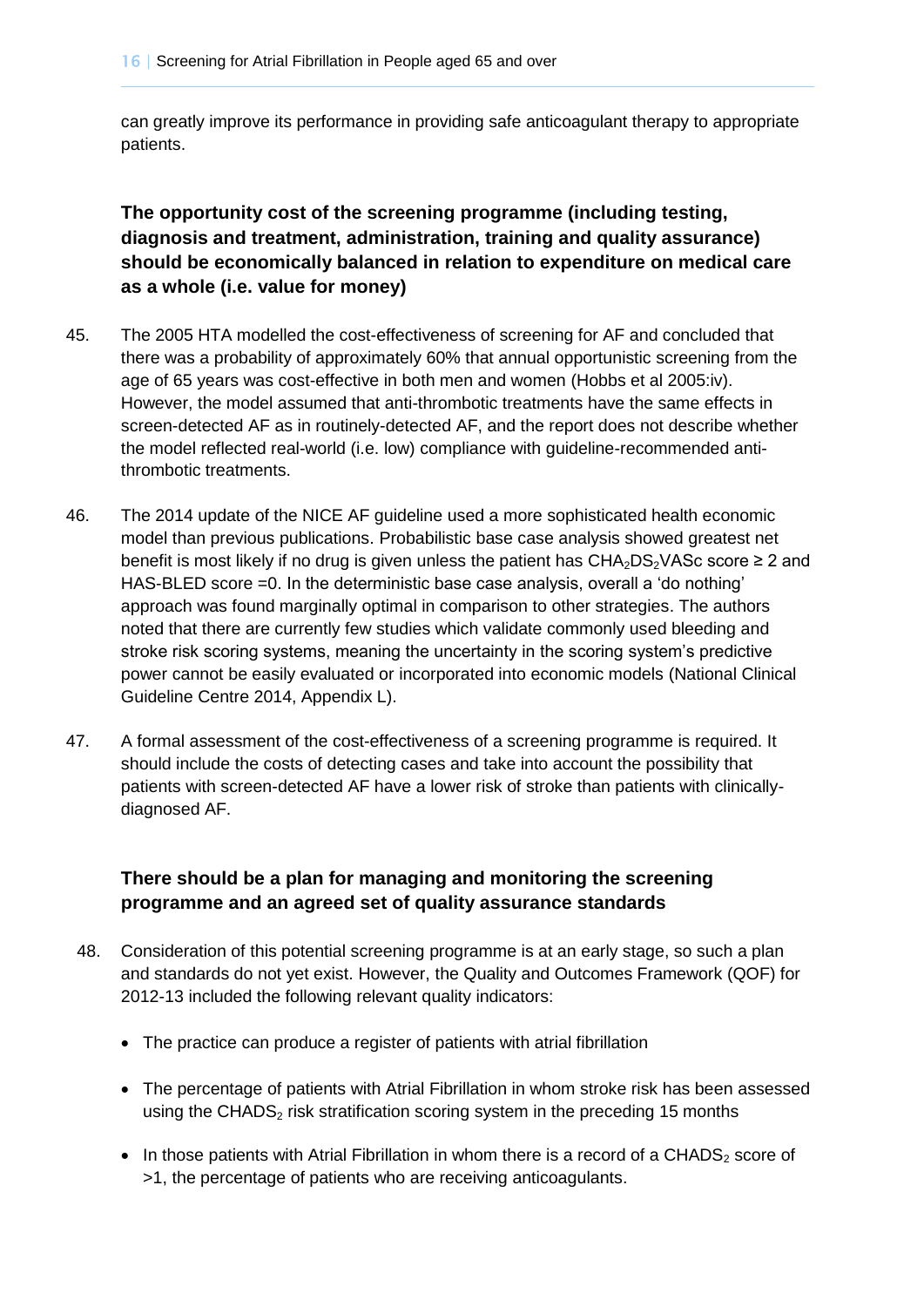can greatly improve its performance in providing safe anticoagulant therapy to appropriate patients.

### The opportunity cost of the screening programme (including testing, diagnosis and treatment, administration, training and quality assurance) should be economically balanced in relation to expenditure on medical care as a whole (i.e. value for money)

45. The 2005 HTA modelled the cost-effectiveness of screening for AF and concluded that there was a probability of approximately 60% that annual opportunistic screening from the age of 65 years was cost-effective in both men and women (Hobbs et al 2005:iv). However, the model assumed that anti-thrombotic treatments have the same effects in screen-detected AF as in routinely-detected AF, and the report does not describe whether the model reflected real-world (i.e. low) compliance with guideline-recommended anti-thrombotic treatments.

46. The 2014 update of the NICE AF guideline used a more sophisticated health economic model than previous publications. Probabilistic base case analysis showed greatest net benefit is most likely if no drug is given unless the patient has $CHA_2DS_2VASc$ score ≥ 2 and HAS-BLED score =0. In the deterministic base case analysis, overall a 'do nothing' approach was found marginally optimal in comparison to other strategies. The authors noted that there are currently few studies which validate commonly used bleeding and stroke risk scoring systems, meaning the uncertainty in the scoring system's predictive power cannot be easily evaluated or incorporated into economic models (National Clinical Guideline Centre 2014, Appendix L).

47. A formal assessment of the cost-effectiveness of a screening programme is required. It should include the costs of detecting cases and take into account the possibility that patients with screen-detected AF have a lower risk of stroke than patients with clinically-diagnosed AF.

### There should be a plan for managing and monitoring the screening programme and an agreed set of quality assurance standards

48. Consideration of this potential screening programme is at an early stage, so such a plan and standards do not yet exist. However, the Quality and Outcomes Framework (QOF) for 2012-13 included the following relevant quality indicators:

    - The practice can produce a register of patients with atrial fibrillation
    - The percentage of patients with Atrial Fibrillation in whom stroke risk has been assessed using the $CHADS_2$ risk stratification scoring system in the preceding 15 months
    - In those patients with Atrial Fibrillation in whom there is a record of a $CHADS_2$ score of >1, the percentage of patients who are receiving anticoagulants.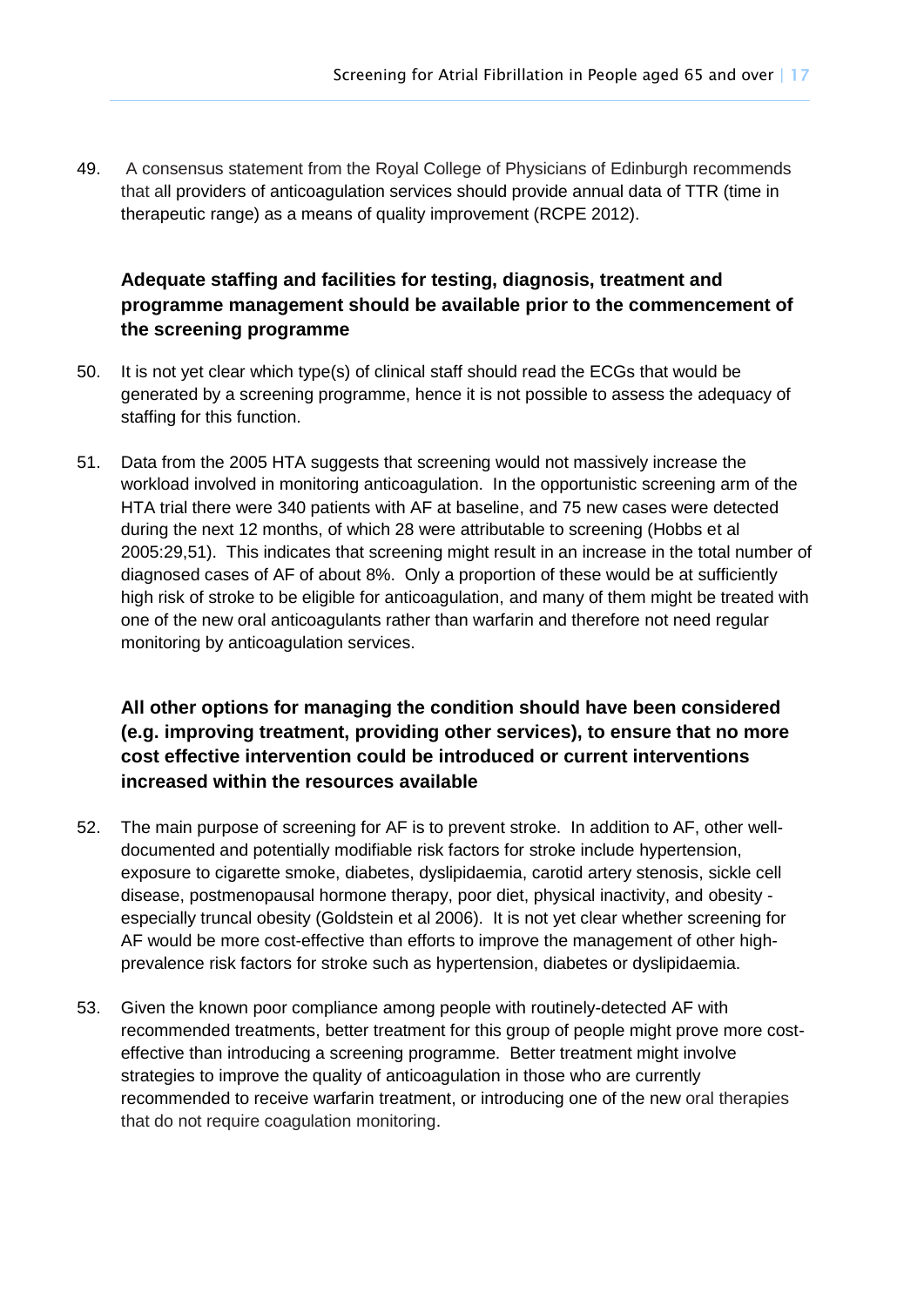49. A consensus statement from the Royal College of Physicians of Edinburgh recommends that all providers of anticoagulation services should provide annual data of TTR (time in therapeutic range) as a means of quality improvement (RCPE 2012).

### Adequate staffing and facilities for testing, diagnosis, treatment and programme management should be available prior to the commencement of the screening programme

50. It is not yet clear which type(s) of clinical staff should read the ECGs that would be generated by a screening programme, hence it is not possible to assess the adequacy of staffing for this function.

51. Data from the 2005 HTA suggests that screening would not massively increase the workload involved in monitoring anticoagulation. In the opportunistic screening arm of the HTA trial there were 340 patients with AF at baseline, and 75 new cases were detected during the next 12 months, of which 28 were attributable to screening (Hobbs et al 2005:29,51). This indicates that screening might result in an increase in the total number of diagnosed cases of AF of about 8%. Only a proportion of these would be at sufficiently high risk of stroke to be eligible for anticoagulation, and many of them might be treated with one of the new oral anticoagulants rather than warfarin and therefore not need regular monitoring by anticoagulation services.

### All other options for managing the condition should have been considered (e.g. improving treatment, providing other services), to ensure that no more cost effective intervention could be introduced or current interventions increased within the resources available

52. The main purpose of screening for AF is to prevent stroke. In addition to AF, other well-documented and potentially modifiable risk factors for stroke include hypertension, exposure to cigarette smoke, diabetes, dyslipidaemia, carotid artery stenosis, sickle cell disease, postmenopausal hormone therapy, poor diet, physical inactivity, and obesity - especially truncal obesity (Goldstein et al 2006). It is not yet clear whether screening for AF would be more cost-effective than efforts to improve the management of other high-prevalence risk factors for stroke such as hypertension, diabetes or dyslipidaemia.

53. Given the known poor compliance among people with routinely-detected AF with recommended treatments, better treatment for this group of people might prove more cost-effective than introducing a screening programme. Better treatment might involve strategies to improve the quality of anticoagulation in those who are currently recommended to receive warfarin treatment, or introducing one of the new oral therapies that do not require coagulation monitoring.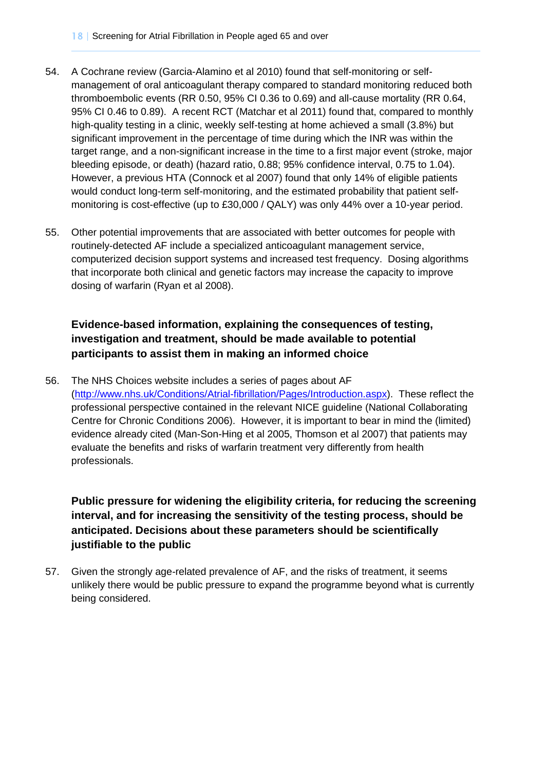54. A Cochrane review (Garcia-Alamino et al 2010) found that self-monitoring or self-management of oral anticoagulant therapy compared to standard monitoring reduced both thromboembolic events (RR 0.50, 95% CI 0.36 to 0.69) and all-cause mortality (RR 0.64, 95% CI 0.46 to 0.89). A recent RCT (Matchar et al 2011) found that, compared to monthly high-quality testing in a clinic, weekly self-testing at home achieved a small (3.8%) but significant improvement in the percentage of time during which the INR was within the target range, and a non-significant increase in the time to a first major event (stroke, major bleeding episode, or death) (hazard ratio, 0.88; 95% confidence interval, 0.75 to 1.04). However, a previous HTA (Connock et al 2007) found that only 14% of eligible patients would conduct long-term self-monitoring, and the estimated probability that patient self-monitoring is cost-effective (up to £30,000 / QALY) was only 44% over a 10-year period.

55. Other potential improvements that are associated with better outcomes for people with routinely-detected AF include a specialized anticoagulant management service, computerized decision support systems and increased test frequency. Dosing algorithms that incorporate both clinical and genetic factors may increase the capacity to improve dosing of warfarin (Ryan et al 2008).

### Evidence-based information, explaining the consequences of testing, investigation and treatment, should be made available to potential participants to assist them in making an informed choice

56. The NHS Choices website includes a series of pages about AF (http://www.nhs.uk/Conditions/Atrial-fibrillation/Pages/Introduction.aspx). These reflect the professional perspective contained in the relevant NICE guideline (National Collaborating Centre for Chronic Conditions 2006). However, it is important to bear in mind the (limited) evidence already cited (Man-Son-Hing et al 2005, Thomson et al 2007) that patients may evaluate the benefits and risks of warfarin treatment very differently from health professionals.

### Public pressure for widening the eligibility criteria, for reducing the screening interval, and for increasing the sensitivity of the testing process, should be anticipated. Decisions about these parameters should be scientifically justifiable to the public

57. Given the strongly age-related prevalence of AF, and the risks of treatment, it seems unlikely there would be public pressure to expand the programme beyond what is currently being considered.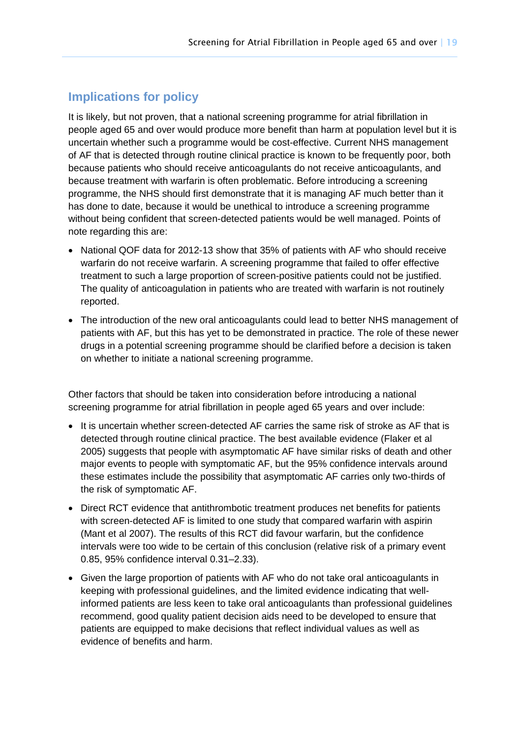## Implications for policy

It is likely, but not proven, that a national screening programme for atrial fibrillation in people aged 65 and over would produce more benefit than harm at population level but it is uncertain whether such a programme would be cost-effective. Current NHS management of AF that is detected through routine clinical practice is known to be frequently poor, both because patients who should receive anticoagulants do not receive anticoagulants, and because treatment with warfarin is often problematic. Before introducing a screening programme, the NHS should first demonstrate that it is managing AF much better than it has done to date, because it would be unethical to introduce a screening programme without being confident that screen-detected patients would be well managed. Points of note regarding this are:

- National QOF data for 2012-13 show that 35% of patients with AF who should receive warfarin do not receive warfarin. A screening programme that failed to offer effective treatment to such a large proportion of screen-positive patients could not be justified. The quality of anticoagulation in patients who are treated with warfarin is not routinely reported.
- The introduction of the new oral anticoagulants could lead to better NHS management of patients with AF, but this has yet to be demonstrated in practice. The role of these newer drugs in a potential screening programme should be clarified before a decision is taken on whether to initiate a national screening programme.

Other factors that should be taken into consideration before introducing a national screening programme for atrial fibrillation in people aged 65 years and over include:

- It is uncertain whether screen-detected AF carries the same risk of stroke as AF that is detected through routine clinical practice. The best available evidence (Flaker et al 2005) suggests that people with asymptomatic AF have similar risks of death and other major events to people with symptomatic AF, but the 95% confidence intervals around these estimates include the possibility that asymptomatic AF carries only two-thirds of the risk of symptomatic AF.
- Direct RCT evidence that antithrombotic treatment produces net benefits for patients with screen-detected AF is limited to one study that compared warfarin with aspirin (Mant et al 2007). The results of this RCT did favour warfarin, but the confidence intervals were too wide to be certain of this conclusion (relative risk of a primary event 0.85, 95% confidence interval 0.31–2.33).
- Given the large proportion of patients with AF who do not take oral anticoagulants in keeping with professional guidelines, and the limited evidence indicating that well-informed patients are less keen to take oral anticoagulants than professional guidelines recommend, good quality patient decision aids need to be developed to ensure that patients are equipped to make decisions that reflect individual values as well as evidence of benefits and harm.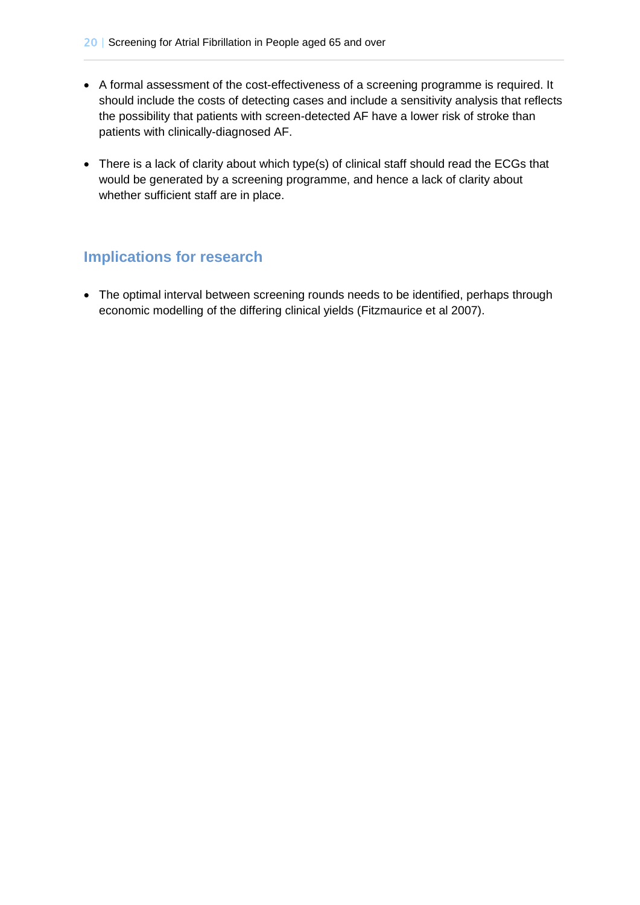- A formal assessment of the cost-effectiveness of a screening programme is required. It should include the costs of detecting cases and include a sensitivity analysis that reflects the possibility that patients with screen-detected AF have a lower risk of stroke than patients with clinically-diagnosed AF.

- There is a lack of clarity about which type(s) of clinical staff should read the ECGs that would be generated by a screening programme, and hence a lack of clarity about whether sufficient staff are in place.

## Implications for research

- The optimal interval between screening rounds needs to be identified, perhaps through economic modelling of the differing clinical yields (Fitzmaurice et al 2007).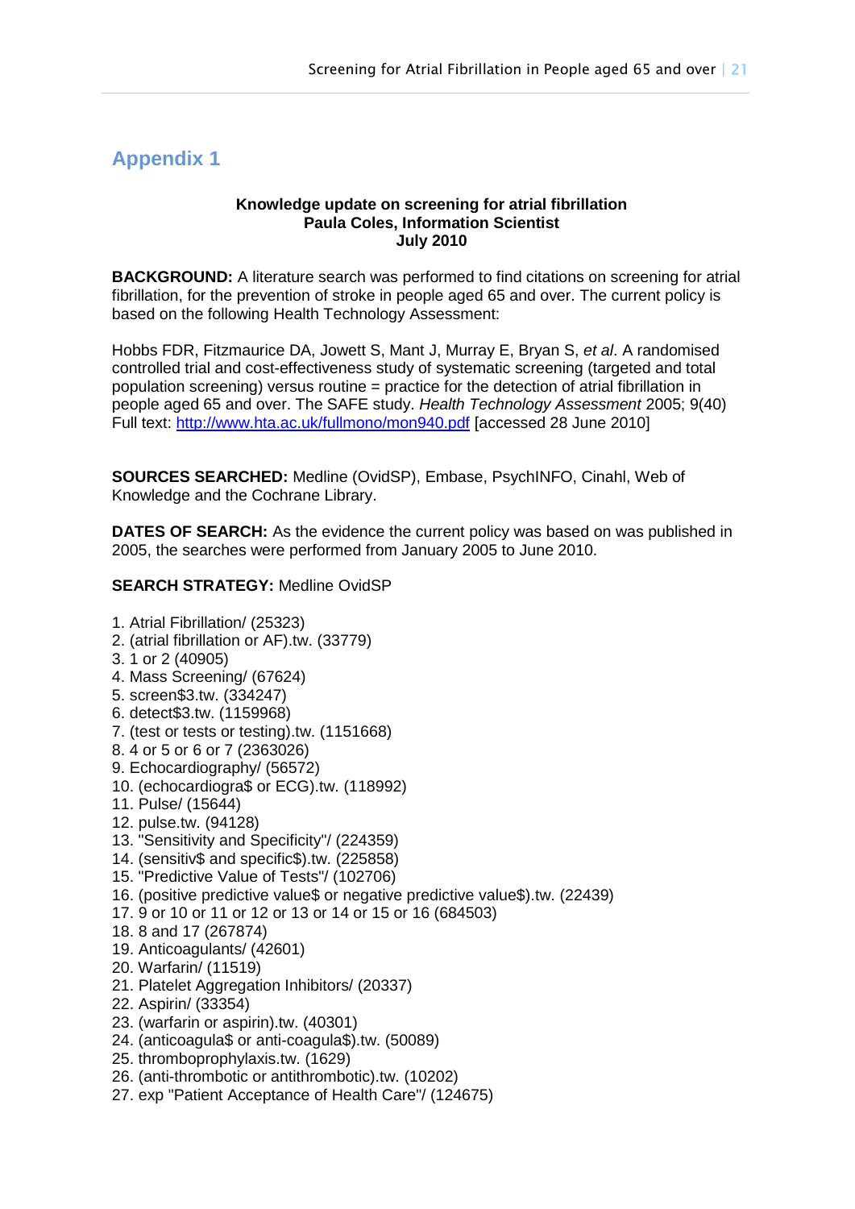## Appendix 1

**Knowledge update on screening for atrial fibrillation**
**Paula Coles, Information Scientist**
**July 2010**

**BACKGROUND:** A literature search was performed to find citations on screening for atrial fibrillation, for the prevention of stroke in people aged 65 and over. The current policy is based on the following Health Technology Assessment:

Hobbs FDR, Fitzmaurice DA, Jowett S, Mant J, Murray E, Bryan S, *et al*. A randomised controlled trial and cost-effectiveness study of systematic screening (targeted and total population screening) versus routine = practice for the detection of atrial fibrillation in people aged 65 and over. The SAFE study. *Health Technology Assessment* 2005; 9(40) Full text: http://www.hta.ac.uk/fullmono/mon940.pdf [accessed 28 June 2010]

**SOURCES SEARCHED:** Medline (OvidSP), Embase, PsychINFO, Cinahl, Web of Knowledge and the Cochrane Library.

**DATES OF SEARCH:** As the evidence the current policy was based on was published in 2005, the searches were performed from January 2005 to June 2010.

**SEARCH STRATEGY:** Medline OvidSP

1. Atrial Fibrillation/ (25323)
2. (atrial fibrillation or AF).tw. (33779)
3. 1 or 2 (40905)
4. Mass Screening/ (67624)
5. screen$3.tw. (334247)
6. detect$3.tw. (1159968)
7. (test or tests or testing).tw. (1151668)
8. 4 or 5 or 6 or 7 (2363026)
9. Echocardiography/ (56572)
10. (echocardiogra$ or ECG).tw. (118992)
11. Pulse/ (15644)
12. pulse.tw. (94128)
13. "Sensitivity and Specificity"/ (224359)
14. (sensitiv$ and specific$).tw. (225858)
15. "Predictive Value of Tests"/ (102706)
16. (positive predictive value$ or negative predictive value$).tw. (22439)
17. 9 or 10 or 11 or 12 or 13 or 14 or 15 or 16 (684503)
18. 8 and 17 (267874)
19. Anticoagulants/ (42601)
20. Warfarin/ (11519)
21. Platelet Aggregation Inhibitors/ (20337)
22. Aspirin/ (33354)
23. (warfarin or aspirin).tw. (40301)
24. (anticoagula$ or anti-coagula$).tw. (50089)
25. thromboprophylaxis.tw. (1629)
26. (anti-thrombotic or antithrombotic).tw. (10202)
27. exp "Patient Acceptance of Health Care"/ (124675)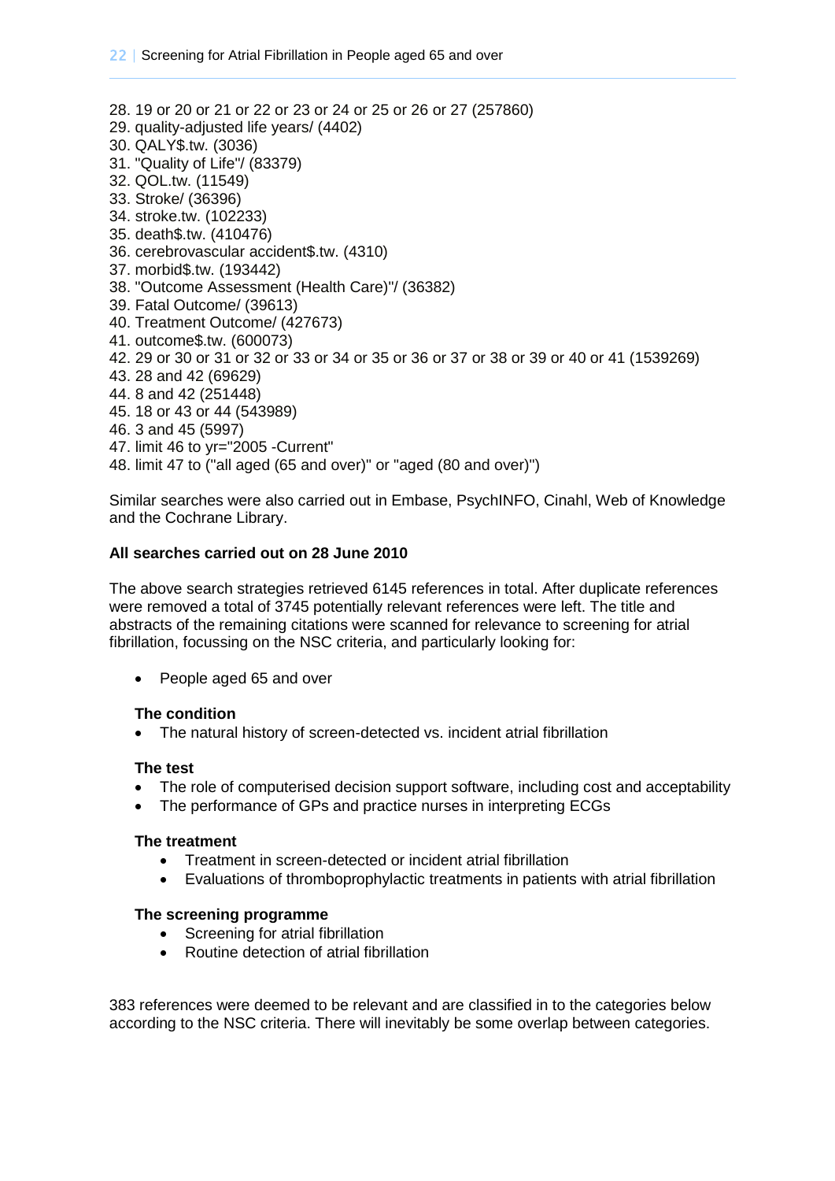28. 19 or 20 or 21 or 22 or 23 or 24 or 25 or 26 or 27 (257860)
29. quality-adjusted life years/ (4402)
30. QALY$.tw. (3036)
31. "Quality of Life"/ (83379)
32. QOL.tw. (11549)
33. Stroke/ (36396)
34. stroke.tw. (102233)
35. death$.tw. (410476)
36. cerebrovascular accident$.tw. (4310)
37. morbid$.tw. (193442)
38. "Outcome Assessment (Health Care)"/ (36382)
39. Fatal Outcome/ (39613)
40. Treatment Outcome/ (427673)
41. outcome$.tw. (600073)
42. 29 or 30 or 31 or 32 or 33 or 34 or 35 or 36 or 37 or 38 or 39 or 40 or 41 (1539269)
43. 28 and 42 (69629)
44. 8 and 42 (251448)
45. 18 or 43 or 44 (543989)
46. 3 and 45 (5997)
47. limit 46 to yr="2005 -Current"
48. limit 47 to ("all aged (65 and over)" or "aged (80 and over)")

Similar searches were also carried out in Embase, PsychINFO, Cinahl, Web of Knowledge and the Cochrane Library.

**All searches carried out on 28 June 2010**

The above search strategies retrieved 6145 references in total. After duplicate references were removed a total of 3745 potentially relevant references were left. The title and abstracts of the remaining citations were scanned for relevance to screening for atrial fibrillation, focussing on the NSC criteria, and particularly looking for:

- People aged 65 and over

**The condition**

- The natural history of screen-detected vs. incident atrial fibrillation

**The test**

- The role of computerised decision support software, including cost and acceptability
- The performance of GPs and practice nurses in interpreting ECGs

**The treatment**

- Treatment in screen-detected or incident atrial fibrillation
- Evaluations of thromboprophylactic treatments in patients with atrial fibrillation

**The screening programme**

- Screening for atrial fibrillation
- Routine detection of atrial fibrillation

383 references were deemed to be relevant and are classified in to the categories below according to the NSC criteria. There will inevitably be some overlap between categories.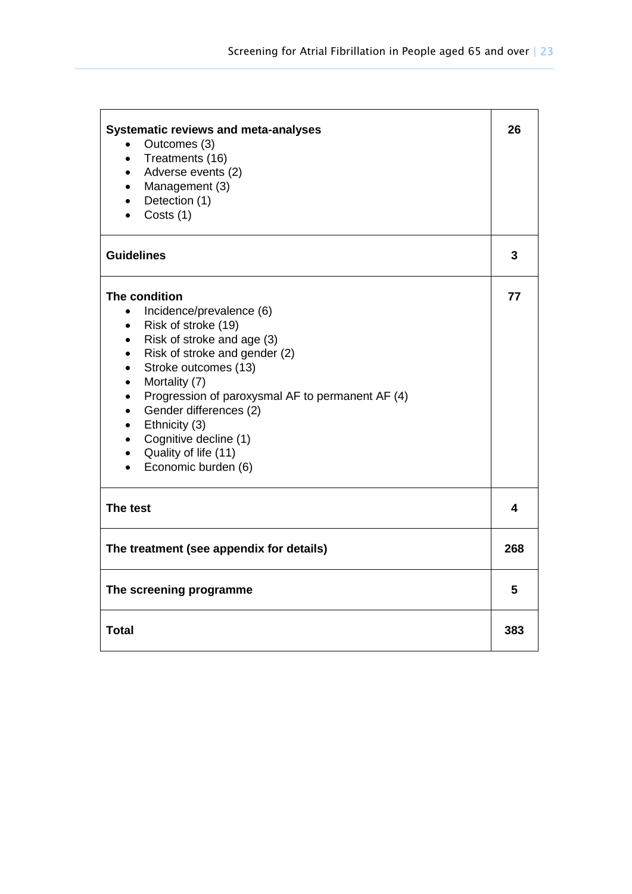| | |
|---|---|
| **Systematic reviews and meta-analyses**<br>• Outcomes (3)<br>• Treatments (16)<br>• Adverse events (2)<br>• Management (3)<br>• Detection (1)<br>• Costs (1) | **26** |
| **Guidelines** | **3** |
| **The condition**<br>• Incidence/prevalence (6)<br>• Risk of stroke (19)<br>• Risk of stroke and age (3)<br>• Risk of stroke and gender (2)<br>• Stroke outcomes (13)<br>• Mortality (7)<br>• Progression of paroxysmal AF to permanent AF (4)<br>• Gender differences (2)<br>• Ethnicity (3)<br>• Cognitive decline (1)<br>• Quality of life (11)<br>• Economic burden (6) | **77** |
| **The test** | **4** |
| **The treatment (see appendix for details)** | **268** |
| **The screening programme** | **5** |
| **Total** | **383** |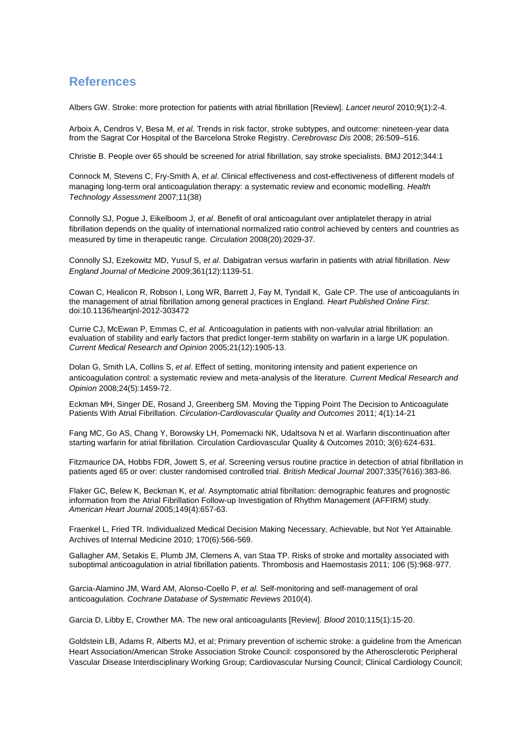## References

Albers GW. Stroke: more protection for patients with atrial fibrillation [Review]. *Lancet neurol* 2010;9(1):2-4.

Arboix A, Cendros V, Besa M, *et al.* Trends in risk factor, stroke subtypes, and outcome: nineteen-year data from the Sagrat Cor Hospital of the Barcelona Stroke Registry. *Cerebrovasc Dis* 2008; 26:509–516.

Christie B. People over 65 should be screened for atrial fibrillation, say stroke specialists. BMJ 2012;344:1

Connock M, Stevens C, Fry-Smith A, *et al*. Clinical effectiveness and cost-effectiveness of different models of managing long-term oral anticoagulation therapy: a systematic review and economic modelling. *Health Technology Assessment* 2007;11(38)

Connolly SJ, Pogue J, Eikelboom J, *et al*. Benefit of oral anticoagulant over antiplatelet therapy in atrial fibrillation depends on the quality of international normalized ratio control achieved by centers and countries as measured by time in therapeutic range. *Circulation* 2008(20):2029-37.

Connolly SJ, Ezekowitz MD, Yusuf S, *et al*. Dabigatran versus warfarin in patients with atrial fibrillation. *New England Journal of Medicine 2*009;361(12):1139-51.

Cowan C, Healicon R, Robson I, Long WR, Barrett J, Fay M, Tyndall K, Gale CP. The use of anticoagulants in the management of atrial fibrillation among general practices in England. *Heart Published Online First*: doi:10.1136/heartjnl-2012-303472

Currie CJ, McEwan P, Emmas C, *et al.* Anticoagulation in patients with non-valvular atrial fibrillation: an evaluation of stability and early factors that predict longer-term stability on warfarin in a large UK population. *Current Medical Research and Opinion* 2005;21(12):1905-13.

Dolan G, Smith LA, Collins S, *et al*. Effect of setting, monitoring intensity and patient experience on anticoagulation control: a systematic review and meta-analysis of the literature. *Current Medical Research and Opinion* 2008;24(5):1459-72.

Eckman MH, Singer DE, Rosand J, Greenberg SM. Moving the Tipping Point The Decision to Anticoagulate Patients With Atrial Fibrillation. *Circulation-Cardiovascular Quality and Outcomes* 2011; 4(1):14-21

Fang MC, Go AS, Chang Y, Borowsky LH, Pomernacki NK, Udaltsova N et al. Warfarin discontinuation after starting warfarin for atrial fibrillation. Circulation Cardiovascular Quality & Outcomes 2010; 3(6):624-631.

Fitzmaurice DA, Hobbs FDR, Jowett S, *et al*. Screening versus routine practice in detection of atrial fibrillation in patients aged 65 or over: cluster randomised controlled trial. *British Medical Journal* 2007;335(7616):383-86.

Flaker GC, Belew K, Beckman K, *et al*. Asymptomatic atrial fibrillation: demographic features and prognostic information from the Atrial Fibrillation Follow-up Investigation of Rhythm Management (AFFIRM) study. *American Heart Journal* 2005;149(4):657-63.

Fraenkel L, Fried TR. Individualized Medical Decision Making Necessary, Achievable, but Not Yet Attainable. Archives of Internal Medicine 2010; 170(6):566-569.

Gallagher AM, Setakis E, Plumb JM, Clemens A, van Staa TP. Risks of stroke and mortality associated with suboptimal anticoagulation in atrial fibrillation patients. Thrombosis and Haemostasis 2011; 106 (5):968-977.

Garcia-Alamino JM, Ward AM, Alonso-Coello P, *et al*. Self-monitoring and self-management of oral anticoagulation. *Cochrane Database of Systematic Reviews* 2010(4).

Garcia D, Libby E, Crowther MA. The new oral anticoagulants [Review]. *Blood* 2010;115(1):15-20.

Goldstein LB, Adams R, Alberts MJ, et al; Primary prevention of ischemic stroke: a guideline from the American Heart Association/American Stroke Association Stroke Council: cosponsored by the Atherosclerotic Peripheral Vascular Disease Interdisciplinary Working Group; Cardiovascular Nursing Council; Clinical Cardiology Council;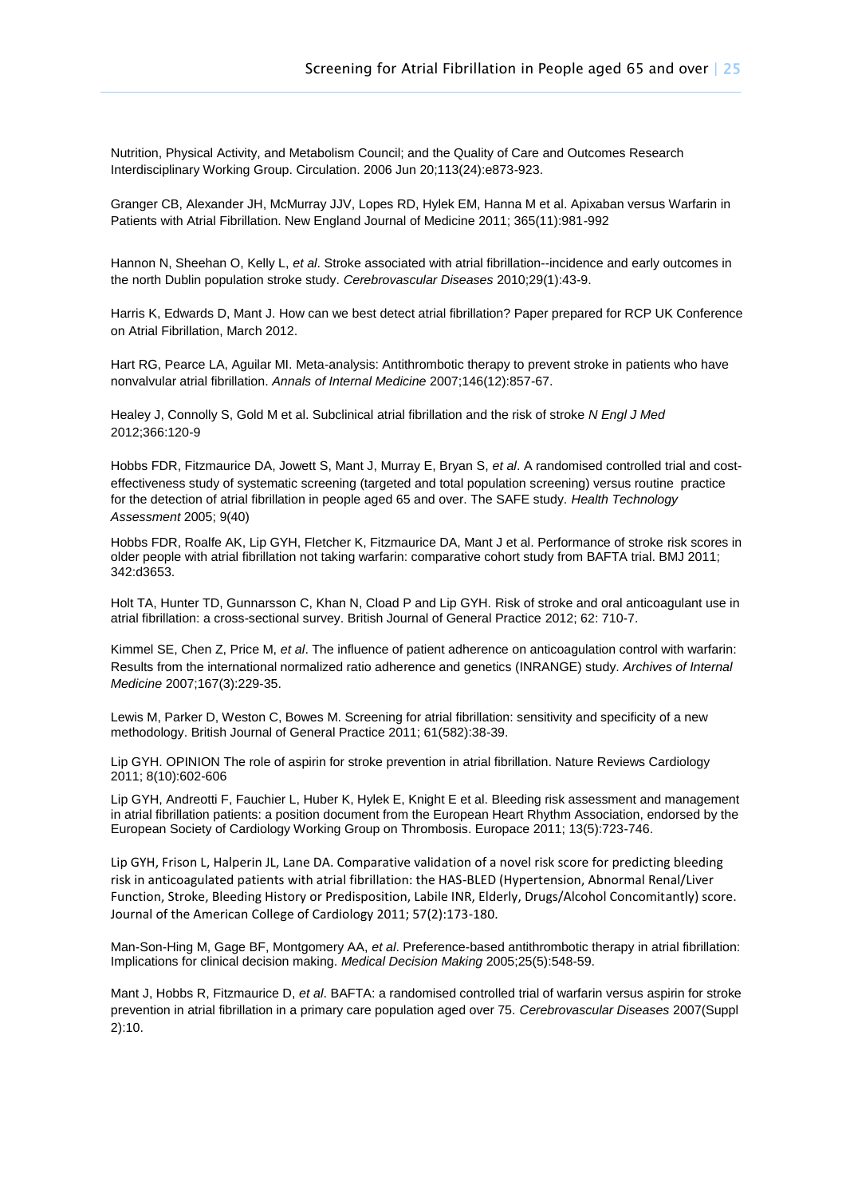Nutrition, Physical Activity, and Metabolism Council; and the Quality of Care and Outcomes Research Interdisciplinary Working Group. Circulation. 2006 Jun 20;113(24):e873-923.

Granger CB, Alexander JH, McMurray JJV, Lopes RD, Hylek EM, Hanna M et al. Apixaban versus Warfarin in Patients with Atrial Fibrillation. New England Journal of Medicine 2011; 365(11):981-992

Hannon N, Sheehan O, Kelly L, *et al*. Stroke associated with atrial fibrillation--incidence and early outcomes in the north Dublin population stroke study. *Cerebrovascular Diseases* 2010;29(1):43-9.

Harris K, Edwards D, Mant J. How can we best detect atrial fibrillation? Paper prepared for RCP UK Conference on Atrial Fibrillation, March 2012.

Hart RG, Pearce LA, Aguilar MI. Meta-analysis: Antithrombotic therapy to prevent stroke in patients who have nonvalvular atrial fibrillation. *Annals of Internal Medicine* 2007;146(12):857-67.

Healey J, Connolly S, Gold M et al. Subclinical atrial fibrillation and the risk of stroke *N Engl J Med* 2012;366:120-9

Hobbs FDR, Fitzmaurice DA, Jowett S, Mant J, Murray E, Bryan S, *et al*. A randomised controlled trial and cost-effectiveness study of systematic screening (targeted and total population screening) versus routine practice for the detection of atrial fibrillation in people aged 65 and over. The SAFE study. *Health Technology Assessment* 2005; 9(40)

Hobbs FDR, Roalfe AK, Lip GYH, Fletcher K, Fitzmaurice DA, Mant J et al. Performance of stroke risk scores in older people with atrial fibrillation not taking warfarin: comparative cohort study from BAFTA trial. BMJ 2011; 342:d3653.

Holt TA, Hunter TD, Gunnarsson C, Khan N, Cload P and Lip GYH. Risk of stroke and oral anticoagulant use in atrial fibrillation: a cross-sectional survey. British Journal of General Practice 2012; 62: 710-7.

Kimmel SE, Chen Z, Price M, *et al*. The influence of patient adherence on anticoagulation control with warfarin: Results from the international normalized ratio adherence and genetics (INRANGE) study. *Archives of Internal Medicine* 2007;167(3):229-35.

Lewis M, Parker D, Weston C, Bowes M. Screening for atrial fibrillation: sensitivity and specificity of a new methodology. British Journal of General Practice 2011; 61(582):38-39.

Lip GYH. OPINION The role of aspirin for stroke prevention in atrial fibrillation. Nature Reviews Cardiology 2011; 8(10):602-606

Lip GYH, Andreotti F, Fauchier L, Huber K, Hylek E, Knight E et al. Bleeding risk assessment and management in atrial fibrillation patients: a position document from the European Heart Rhythm Association, endorsed by the European Society of Cardiology Working Group on Thrombosis. Europace 2011; 13(5):723-746.

Lip GYH, Frison L, Halperin JL, Lane DA. Comparative validation of a novel risk score for predicting bleeding risk in anticoagulated patients with atrial fibrillation: the HAS-BLED (Hypertension, Abnormal Renal/Liver Function, Stroke, Bleeding History or Predisposition, Labile INR, Elderly, Drugs/Alcohol Concomitantly) score. Journal of the American College of Cardiology 2011; 57(2):173-180.

Man-Son-Hing M, Gage BF, Montgomery AA, *et al*. Preference-based antithrombotic therapy in atrial fibrillation: Implications for clinical decision making. *Medical Decision Making* 2005;25(5):548-59.

Mant J, Hobbs R, Fitzmaurice D, *et al*. BAFTA: a randomised controlled trial of warfarin versus aspirin for stroke prevention in atrial fibrillation in a primary care population aged over 75. *Cerebrovascular Diseases* 2007(Suppl 2):10.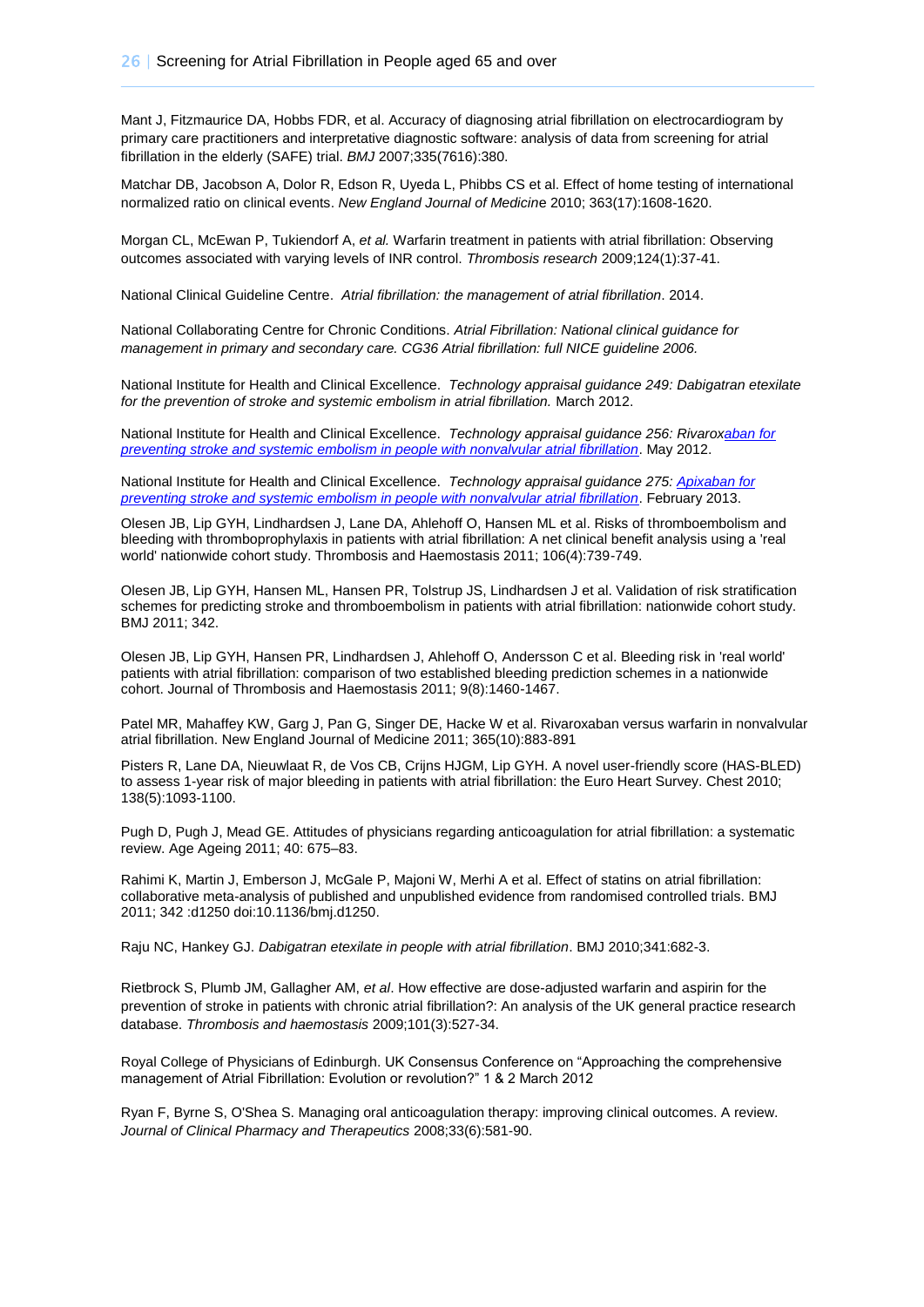Mant J, Fitzmaurice DA, Hobbs FDR, et al. Accuracy of diagnosing atrial fibrillation on electrocardiogram by primary care practitioners and interpretative diagnostic software: analysis of data from screening for atrial fibrillation in the elderly (SAFE) trial. *BMJ* 2007;335(7616):380.

Matchar DB, Jacobson A, Dolor R, Edson R, Uyeda L, Phibbs CS et al. Effect of home testing of international normalized ratio on clinical events. *New England Journal of Medicin*e 2010; 363(17):1608-1620.

Morgan CL, McEwan P, Tukiendorf A, *et al.* Warfarin treatment in patients with atrial fibrillation: Observing outcomes associated with varying levels of INR control. *Thrombosis research* 2009;124(1):37-41.

National Clinical Guideline Centre. *Atrial fibrillation: the management of atrial fibrillation*. 2014.

National Collaborating Centre for Chronic Conditions. *Atrial Fibrillation: National clinical guidance for management in primary and secondary care. CG36 Atrial fibrillation: full NICE guideline 2006.*

National Institute for Health and Clinical Excellence. *Technology appraisal guidance 249: Dabigatran etexilate for the prevention of stroke and systemic embolism in atrial fibrillation.* March 2012.

National Institute for Health and Clinical Excellence. *Technology appraisal guidance 256: Rivaroxaban for preventing stroke and systemic embolism in people with nonvalvular atrial fibrillation*. May 2012.

National Institute for Health and Clinical Excellence. *Technology appraisal guidance 275: Apixaban for preventing stroke and systemic embolism in people with nonvalvular atrial fibrillation*. February 2013.

Olesen JB, Lip GYH, Lindhardsen J, Lane DA, Ahlehoff O, Hansen ML et al. Risks of thromboembolism and bleeding with thromboprophylaxis in patients with atrial fibrillation: A net clinical benefit analysis using a 'real world' nationwide cohort study. Thrombosis and Haemostasis 2011; 106(4):739-749.

Olesen JB, Lip GYH, Hansen ML, Hansen PR, Tolstrup JS, Lindhardsen J et al. Validation of risk stratification schemes for predicting stroke and thromboembolism in patients with atrial fibrillation: nationwide cohort study. BMJ 2011; 342.

Olesen JB, Lip GYH, Hansen PR, Lindhardsen J, Ahlehoff O, Andersson C et al. Bleeding risk in 'real world' patients with atrial fibrillation: comparison of two established bleeding prediction schemes in a nationwide cohort. Journal of Thrombosis and Haemostasis 2011; 9(8):1460-1467.

Patel MR, Mahaffey KW, Garg J, Pan G, Singer DE, Hacke W et al. Rivaroxaban versus warfarin in nonvalvular atrial fibrillation. New England Journal of Medicine 2011; 365(10):883-891

Pisters R, Lane DA, Nieuwlaat R, de Vos CB, Crijns HJGM, Lip GYH. A novel user-friendly score (HAS-BLED) to assess 1-year risk of major bleeding in patients with atrial fibrillation: the Euro Heart Survey. Chest 2010; 138(5):1093-1100.

Pugh D, Pugh J, Mead GE. Attitudes of physicians regarding anticoagulation for atrial fibrillation: a systematic review. Age Ageing 2011; 40: 675–83.

Rahimi K, Martin J, Emberson J, McGale P, Majoni W, Merhi A et al. Effect of statins on atrial fibrillation: collaborative meta-analysis of published and unpublished evidence from randomised controlled trials. BMJ 2011; 342 :d1250 doi:10.1136/bmj.d1250.

Raju NC, Hankey GJ. *Dabigatran etexilate in people with atrial fibrillation*. BMJ 2010;341:682-3.

Rietbrock S, Plumb JM, Gallagher AM, *et al*. How effective are dose-adjusted warfarin and aspirin for the prevention of stroke in patients with chronic atrial fibrillation?: An analysis of the UK general practice research database. *Thrombosis and haemostasis* 2009;101(3):527-34.

Royal College of Physicians of Edinburgh. UK Consensus Conference on "Approaching the comprehensive management of Atrial Fibrillation: Evolution or revolution?" 1 & 2 March 2012

Ryan F, Byrne S, O'Shea S. Managing oral anticoagulation therapy: improving clinical outcomes. A review. *Journal of Clinical Pharmacy and Therapeutics* 2008;33(6):581-90.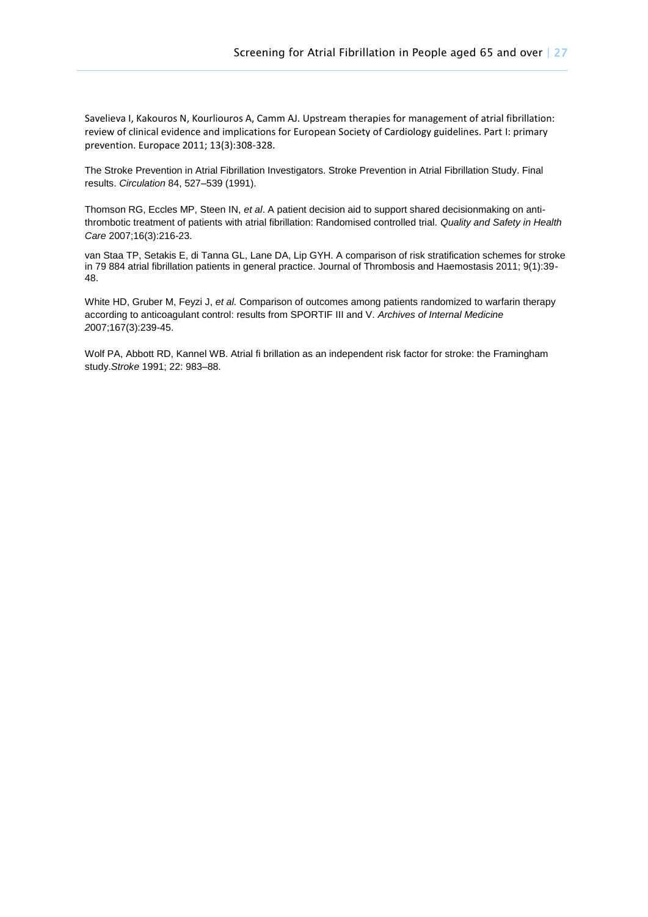Savelieva I, Kakouros N, Kourliouros A, Camm AJ. Upstream therapies for management of atrial fibrillation: review of clinical evidence and implications for European Society of Cardiology guidelines. Part I: primary prevention. Europace 2011; 13(3):308-328.

The Stroke Prevention in Atrial Fibrillation Investigators. Stroke Prevention in Atrial Fibrillation Study. Final results. *Circulation* 84, 527–539 (1991).

Thomson RG, Eccles MP, Steen IN, *et al*. A patient decision aid to support shared decisionmaking on anti-thrombotic treatment of patients with atrial fibrillation: Randomised controlled trial. *Quality and Safety in Health Care* 2007;16(3):216-23.

van Staa TP, Setakis E, di Tanna GL, Lane DA, Lip GYH. A comparison of risk stratification schemes for stroke in 79 884 atrial fibrillation patients in general practice. Journal of Thrombosis and Haemostasis 2011; 9(1):39-48.

White HD, Gruber M, Feyzi J, *et al.* Comparison of outcomes among patients randomized to warfarin therapy according to anticoagulant control: results from SPORTIF III and V. *Archives of Internal Medicine 2*007;167(3):239-45.

Wolf PA, Abbott RD, Kannel WB. Atrial fi brillation as an independent risk factor for stroke: the Framingham study.*Stroke* 1991; 22: 983–88.